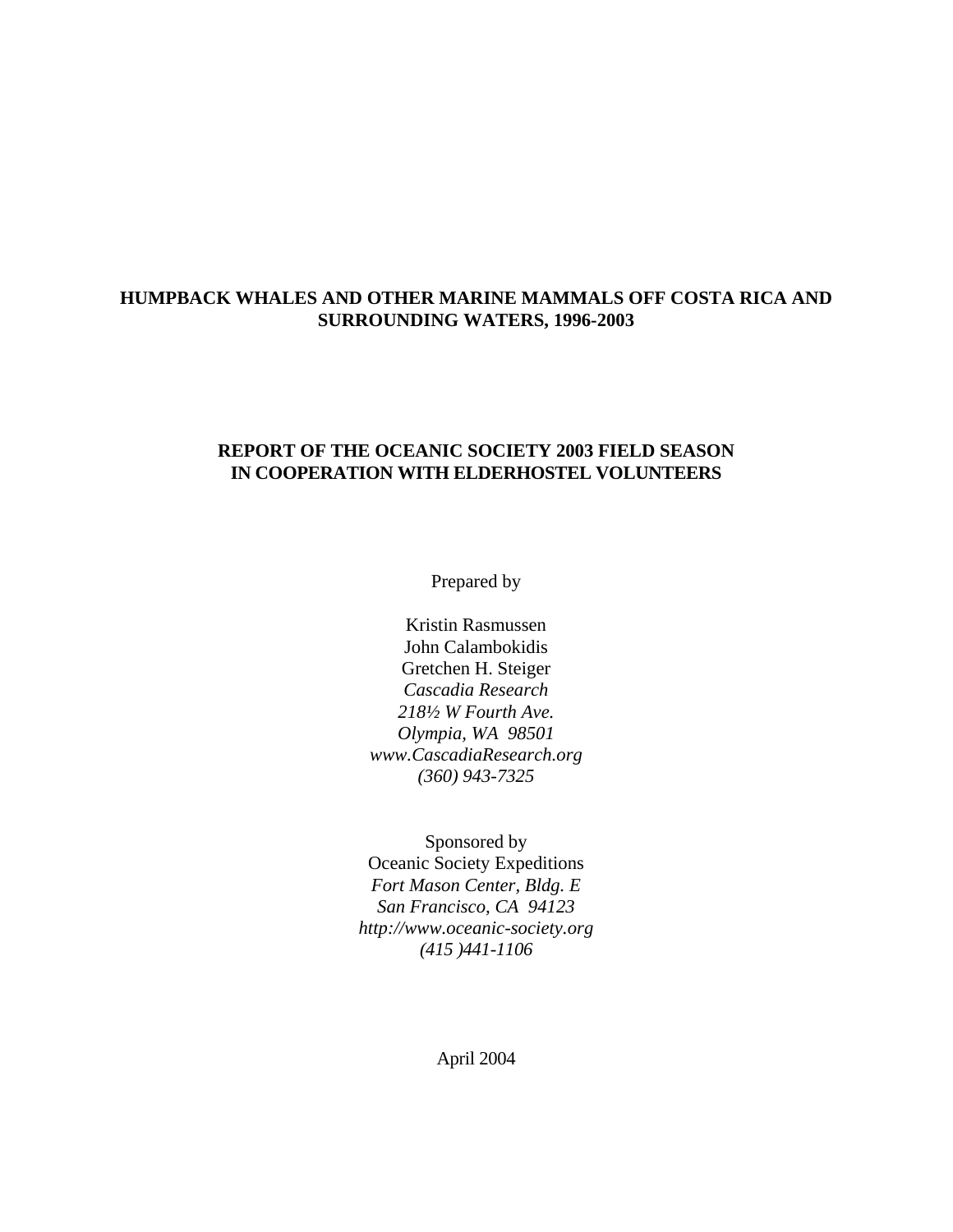# HUMPBACK WHALES AND OTHER MARINE MAMMALS OFF COSTA RICA AND SURROUNDING WATERS, 1996-2003

## REPORT OF THE OCEANIC SOCIETY 2003 FIELD SEASON IN COOPERATION WITH ELDERHOSTEL VOLUNTEERS

Prepared by

Kristin Rasmussen  
John Calambokidis  
Gretchen H. Steiger  
*Cascadia Research*  
*218½ W Fourth Ave.*  
*Olympia, WA 98501*  
*www.CascadiaResearch.org*  
*(360) 943-7325*

Sponsored by  
Oceanic Society Expeditions  
*Fort Mason Center, Bldg. E*  
*San Francisco, CA 94123*  
*http://www.oceanic-society.org*  
*(415 )441-1106*

April 2004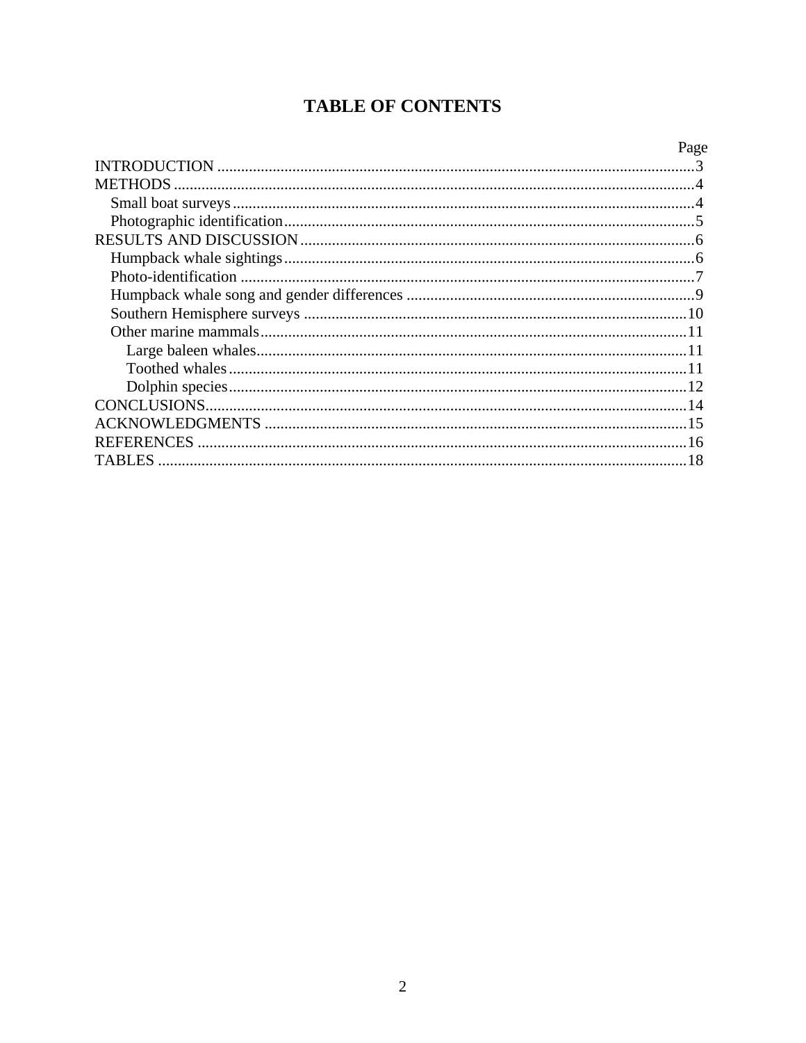# TABLE OF CONTENTS

| | Page |
|---|---|
| INTRODUCTION | 3 |
| METHODS | 4 |
| Small boat surveys | 4 |
| Photographic identification | 5 |
| RESULTS AND DISCUSSION | 6 |
| Humpback whale sightings | 6 |
| Photo-identification | 7 |
| Humpback whale song and gender differences | 9 |
| Southern Hemisphere surveys | 10 |
| Other marine mammals | 11 |
| Large baleen whales | 11 |
| Toothed whales | 11 |
| Dolphin species | 12 |
| CONCLUSIONS | 14 |
| ACKNOWLEDGMENTS | 15 |
| REFERENCES | 16 |
| TABLES | 18 |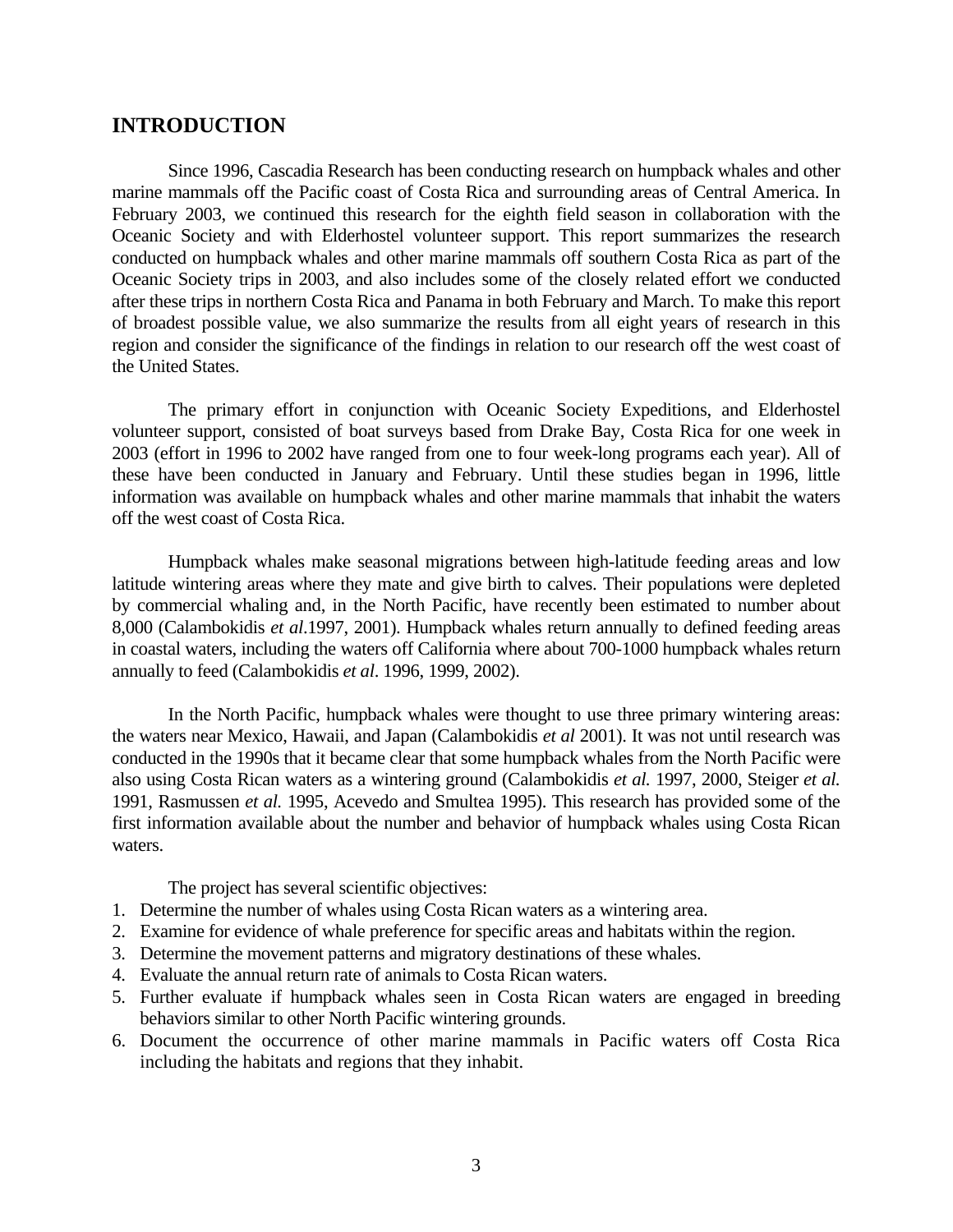## INTRODUCTION

Since 1996, Cascadia Research has been conducting research on humpback whales and other marine mammals off the Pacific coast of Costa Rica and surrounding areas of Central America. In February 2003, we continued this research for the eighth field season in collaboration with the Oceanic Society and with Elderhostel volunteer support. This report summarizes the research conducted on humpback whales and other marine mammals off southern Costa Rica as part of the Oceanic Society trips in 2003, and also includes some of the closely related effort we conducted after these trips in northern Costa Rica and Panama in both February and March. To make this report of broadest possible value, we also summarize the results from all eight years of research in this region and consider the significance of the findings in relation to our research off the west coast of the United States.

The primary effort in conjunction with Oceanic Society Expeditions, and Elderhostel volunteer support, consisted of boat surveys based from Drake Bay, Costa Rica for one week in 2003 (effort in 1996 to 2002 have ranged from one to four week-long programs each year). All of these have been conducted in January and February. Until these studies began in 1996, little information was available on humpback whales and other marine mammals that inhabit the waters off the west coast of Costa Rica.

Humpback whales make seasonal migrations between high-latitude feeding areas and low latitude wintering areas where they mate and give birth to calves. Their populations were depleted by commercial whaling and, in the North Pacific, have recently been estimated to number about 8,000 (Calambokidis *et al*.1997, 2001). Humpback whales return annually to defined feeding areas in coastal waters, including the waters off California where about 700-1000 humpback whales return annually to feed (Calambokidis *et al*. 1996, 1999, 2002).

In the North Pacific, humpback whales were thought to use three primary wintering areas: the waters near Mexico, Hawaii, and Japan (Calambokidis *et al* 2001). It was not until research was conducted in the 1990s that it became clear that some humpback whales from the North Pacific were also using Costa Rican waters as a wintering ground (Calambokidis *et al.* 1997, 2000, Steiger *et al.* 1991, Rasmussen *et al.* 1995, Acevedo and Smultea 1995). This research has provided some of the first information available about the number and behavior of humpback whales using Costa Rican waters.

The project has several scientific objectives:

1. Determine the number of whales using Costa Rican waters as a wintering area.
2. Examine for evidence of whale preference for specific areas and habitats within the region.
3. Determine the movement patterns and migratory destinations of these whales.
4. Evaluate the annual return rate of animals to Costa Rican waters.
5. Further evaluate if humpback whales seen in Costa Rican waters are engaged in breeding behaviors similar to other North Pacific wintering grounds.
6. Document the occurrence of other marine mammals in Pacific waters off Costa Rica including the habitats and regions that they inhabit.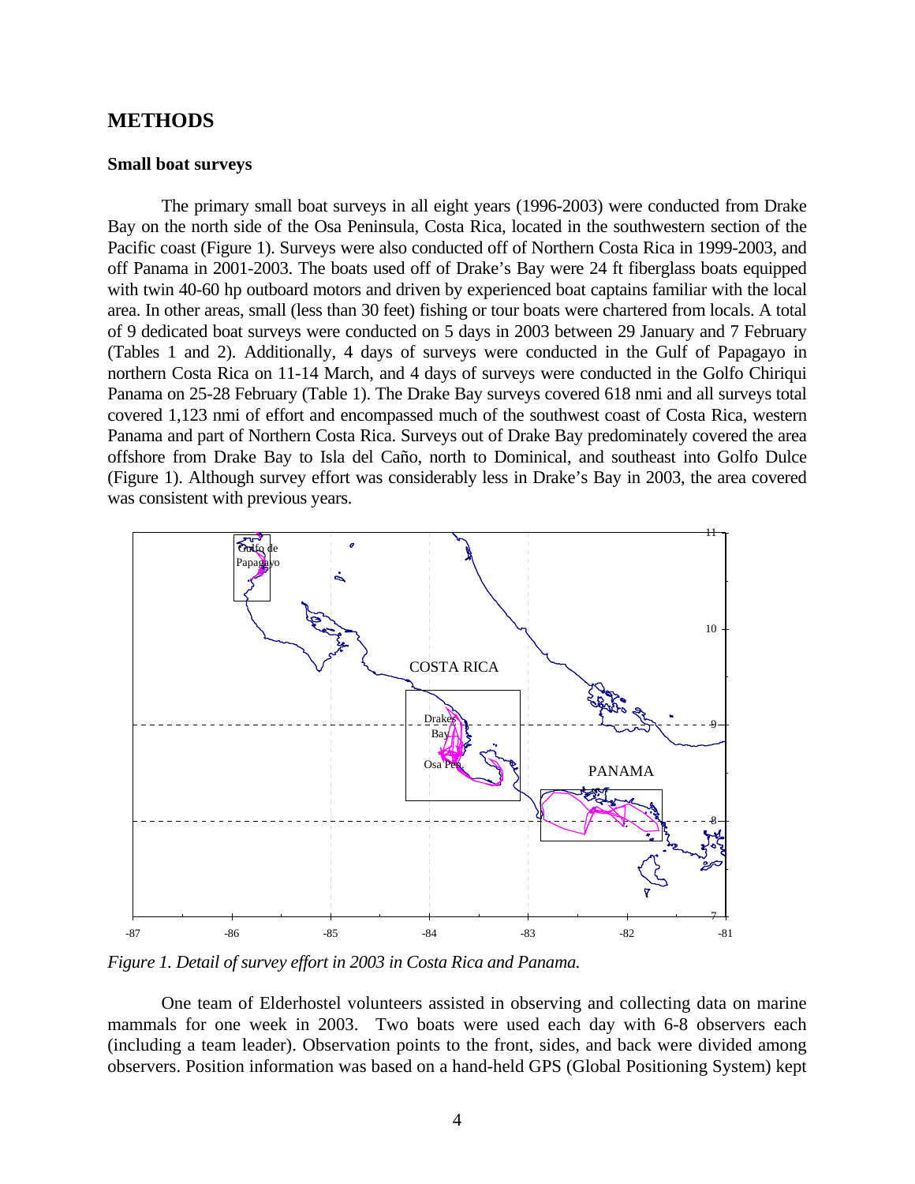## METHODS

### Small boat surveys

The primary small boat surveys in all eight years (1996-2003) were conducted from Drake Bay on the north side of the Osa Peninsula, Costa Rica, located in the southwestern section of the Pacific coast (Figure 1). Surveys were also conducted off of Northern Costa Rica in 1999-2003, and off Panama in 2001-2003. The boats used off of Drake's Bay were 24 ft fiberglass boats equipped with twin 40-60 hp outboard motors and driven by experienced boat captains familiar with the local area. In other areas, small (less than 30 feet) fishing or tour boats were chartered from locals. A total of 9 dedicated boat surveys were conducted on 5 days in 2003 between 29 January and 7 February (Tables 1 and 2). Additionally, 4 days of surveys were conducted in the Gulf of Papagayo in northern Costa Rica on 11-14 March, and 4 days of surveys were conducted in the Golfo Chiriqui Panama on 25-28 February (Table 1). The Drake Bay surveys covered 618 nmi and all surveys total covered 1,123 nmi of effort and encompassed much of the southwest coast of Costa Rica, western Panama and part of Northern Costa Rica. Surveys out of Drake Bay predominately covered the area offshore from Drake Bay to Isla del Caño, north to Dominical, and southeast into Golfo Dulce (Figure 1). Although survey effort was considerably less in Drake's Bay in 2003, the area covered was consistent with previous years.

*Figure 1. Detail of survey effort in 2003 in Costa Rica and Panama.*

One team of Elderhostel volunteers assisted in observing and collecting data on marine mammals for one week in 2003. Two boats were used each day with 6-8 observers each (including a team leader). Observation points to the front, sides, and back were divided among observers. Position information was based on a hand-held GPS (Global Positioning System) kept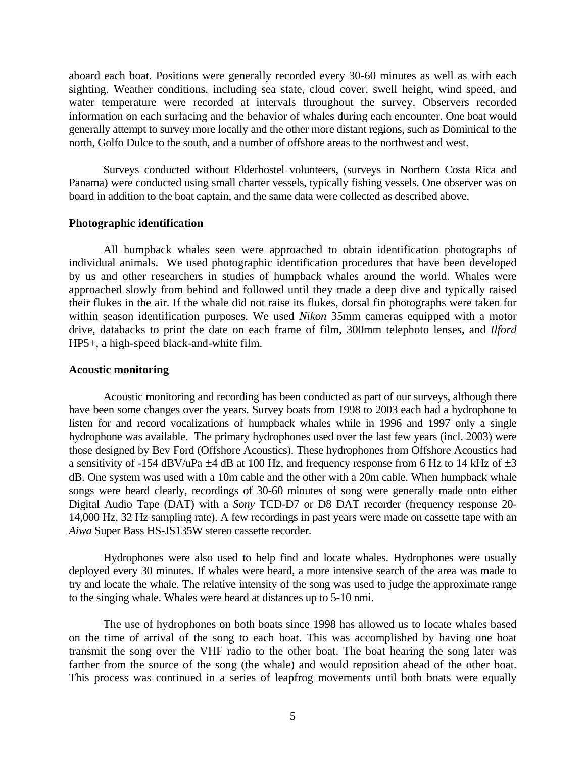aboard each boat. Positions were generally recorded every 30-60 minutes as well as with each sighting. Weather conditions, including sea state, cloud cover, swell height, wind speed, and water temperature were recorded at intervals throughout the survey. Observers recorded information on each surfacing and the behavior of whales during each encounter. One boat would generally attempt to survey more locally and the other more distant regions, such as Dominical to the north, Golfo Dulce to the south, and a number of offshore areas to the northwest and west.

Surveys conducted without Elderhostel volunteers, (surveys in Northern Costa Rica and Panama) were conducted using small charter vessels, typically fishing vessels. One observer was on board in addition to the boat captain, and the same data were collected as described above.

**Photographic identification**

All humpback whales seen were approached to obtain identification photographs of individual animals. We used photographic identification procedures that have been developed by us and other researchers in studies of humpback whales around the world. Whales were approached slowly from behind and followed until they made a deep dive and typically raised their flukes in the air. If the whale did not raise its flukes, dorsal fin photographs were taken for within season identification purposes. We used *Nikon* 35mm cameras equipped with a motor drive, databacks to print the date on each frame of film, 300mm telephoto lenses, and *Ilford* HP5+, a high-speed black-and-white film.

**Acoustic monitoring**

Acoustic monitoring and recording has been conducted as part of our surveys, although there have been some changes over the years. Survey boats from 1998 to 2003 each had a hydrophone to listen for and record vocalizations of humpback whales while in 1996 and 1997 only a single hydrophone was available. The primary hydrophones used over the last few years (incl. 2003) were those designed by Bev Ford (Offshore Acoustics). These hydrophones from Offshore Acoustics had a sensitivity of -154 dBV/uPa ±4 dB at 100 Hz, and frequency response from 6 Hz to 14 kHz of ±3 dB. One system was used with a 10m cable and the other with a 20m cable. When humpback whale songs were heard clearly, recordings of 30-60 minutes of song were generally made onto either Digital Audio Tape (DAT) with a *Sony* TCD-D7 or D8 DAT recorder (frequency response 20-14,000 Hz, 32 Hz sampling rate). A few recordings in past years were made on cassette tape with an *Aiwa* Super Bass HS-JS135W stereo cassette recorder.

Hydrophones were also used to help find and locate whales. Hydrophones were usually deployed every 30 minutes. If whales were heard, a more intensive search of the area was made to try and locate the whale. The relative intensity of the song was used to judge the approximate range to the singing whale. Whales were heard at distances up to 5-10 nmi.

The use of hydrophones on both boats since 1998 has allowed us to locate whales based on the time of arrival of the song to each boat. This was accomplished by having one boat transmit the song over the VHF radio to the other boat. The boat hearing the song later was farther from the source of the song (the whale) and would reposition ahead of the other boat. This process was continued in a series of leapfrog movements until both boats were equally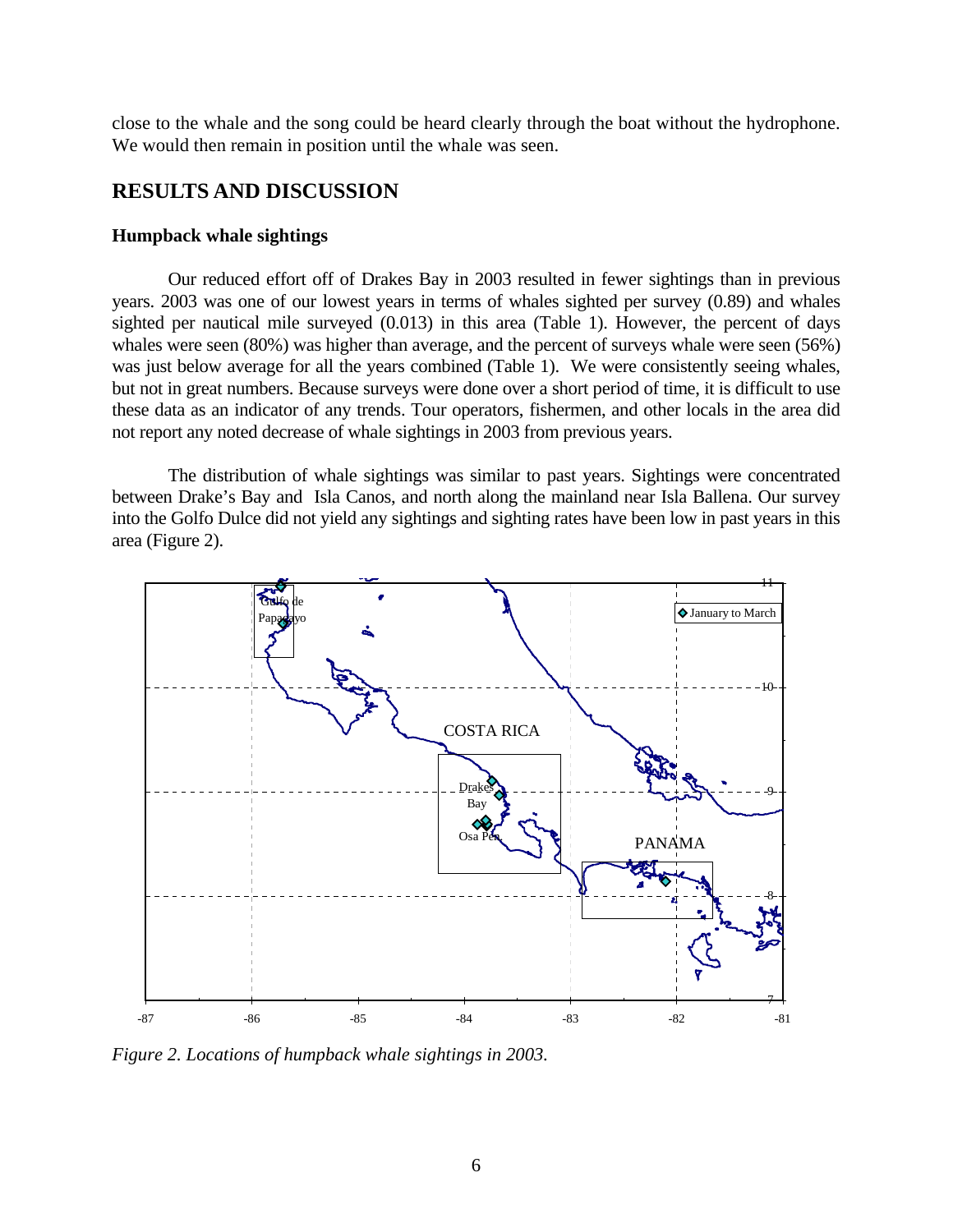close to the whale and the song could be heard clearly through the boat without the hydrophone. We would then remain in position until the whale was seen.

## RESULTS AND DISCUSSION

### Humpback whale sightings

Our reduced effort off of Drakes Bay in 2003 resulted in fewer sightings than in previous years. 2003 was one of our lowest years in terms of whales sighted per survey (0.89) and whales sighted per nautical mile surveyed (0.013) in this area (Table 1). However, the percent of days whales were seen (80%) was higher than average, and the percent of surveys whale were seen (56%) was just below average for all the years combined (Table 1). We were consistently seeing whales, but not in great numbers. Because surveys were done over a short period of time, it is difficult to use these data as an indicator of any trends. Tour operators, fishermen, and other locals in the area did not report any noted decrease of whale sightings in 2003 from previous years.

The distribution of whale sightings was similar to past years. Sightings were concentrated between Drake's Bay and Isla Canos, and north along the mainland near Isla Ballena. Our survey into the Golfo Dulce did not yield any sightings and sighting rates have been low in past years in this area (Figure 2).

*Figure 2. Locations of humpback whale sightings in 2003.*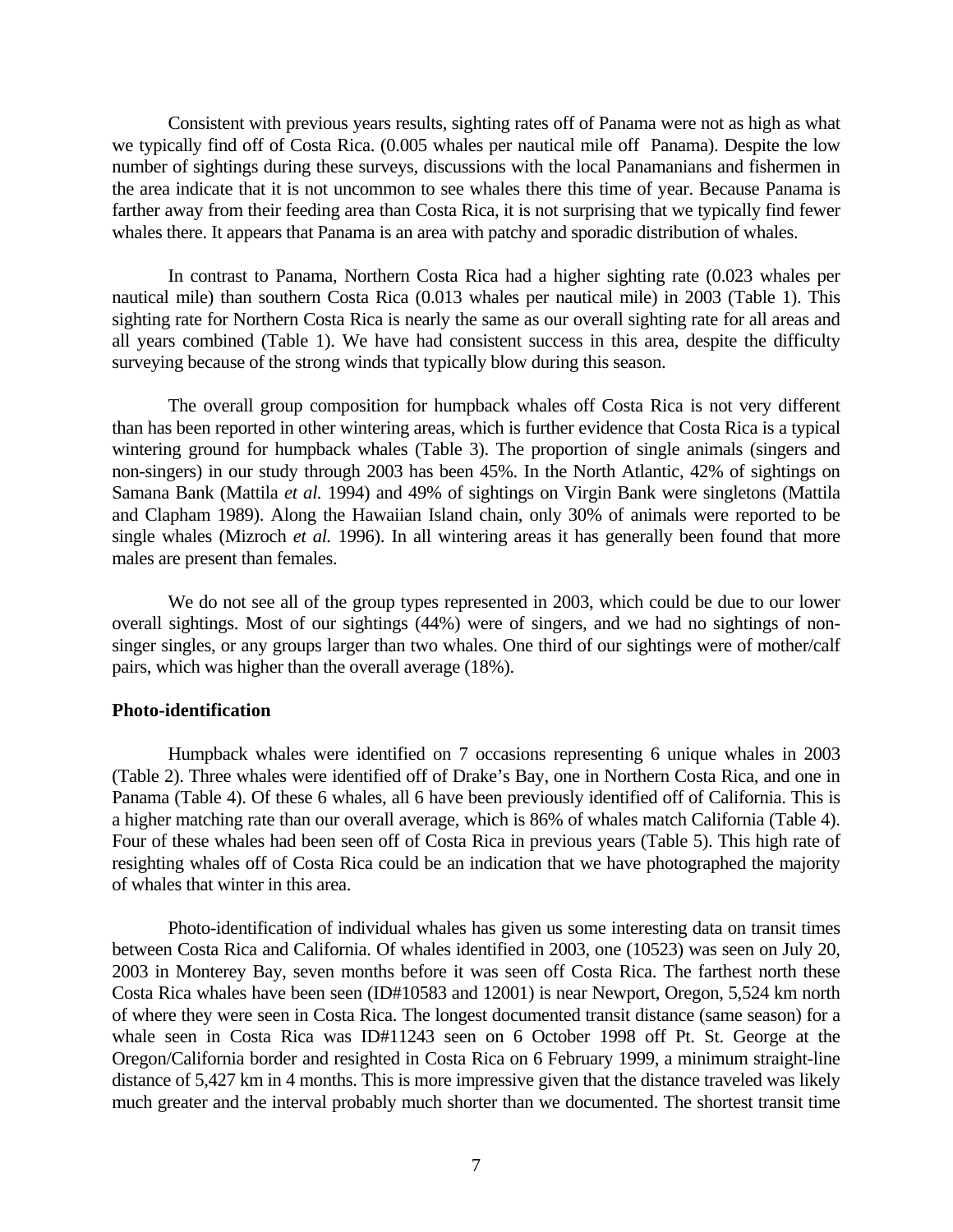Consistent with previous years results, sighting rates off of Panama were not as high as what we typically find off of Costa Rica. (0.005 whales per nautical mile off Panama). Despite the low number of sightings during these surveys, discussions with the local Panamanians and fishermen in the area indicate that it is not uncommon to see whales there this time of year. Because Panama is farther away from their feeding area than Costa Rica, it is not surprising that we typically find fewer whales there. It appears that Panama is an area with patchy and sporadic distribution of whales.

In contrast to Panama, Northern Costa Rica had a higher sighting rate (0.023 whales per nautical mile) than southern Costa Rica (0.013 whales per nautical mile) in 2003 (Table 1). This sighting rate for Northern Costa Rica is nearly the same as our overall sighting rate for all areas and all years combined (Table 1). We have had consistent success in this area, despite the difficulty surveying because of the strong winds that typically blow during this season.

The overall group composition for humpback whales off Costa Rica is not very different than has been reported in other wintering areas, which is further evidence that Costa Rica is a typical wintering ground for humpback whales (Table 3). The proportion of single animals (singers and non-singers) in our study through 2003 has been 45%. In the North Atlantic, 42% of sightings on Samana Bank (Mattila *et al.* 1994) and 49% of sightings on Virgin Bank were singletons (Mattila and Clapham 1989). Along the Hawaiian Island chain, only 30% of animals were reported to be single whales (Mizroch *et al.* 1996). In all wintering areas it has generally been found that more males are present than females.

We do not see all of the group types represented in 2003, which could be due to our lower overall sightings. Most of our sightings (44%) were of singers, and we had no sightings of non-singer singles, or any groups larger than two whales. One third of our sightings were of mother/calf pairs, which was higher than the overall average (18%).

**Photo-identification**

Humpback whales were identified on 7 occasions representing 6 unique whales in 2003 (Table 2). Three whales were identified off of Drake's Bay, one in Northern Costa Rica, and one in Panama (Table 4). Of these 6 whales, all 6 have been previously identified off of California. This is a higher matching rate than our overall average, which is 86% of whales match California (Table 4). Four of these whales had been seen off of Costa Rica in previous years (Table 5). This high rate of resighting whales off of Costa Rica could be an indication that we have photographed the majority of whales that winter in this area.

Photo-identification of individual whales has given us some interesting data on transit times between Costa Rica and California. Of whales identified in 2003, one (10523) was seen on July 20, 2003 in Monterey Bay, seven months before it was seen off Costa Rica. The farthest north these Costa Rica whales have been seen (ID#10583 and 12001) is near Newport, Oregon, 5,524 km north of where they were seen in Costa Rica. The longest documented transit distance (same season) for a whale seen in Costa Rica was ID#11243 seen on 6 October 1998 off Pt. St. George at the Oregon/California border and resighted in Costa Rica on 6 February 1999, a minimum straight-line distance of 5,427 km in 4 months. This is more impressive given that the distance traveled was likely much greater and the interval probably much shorter than we documented. The shortest transit time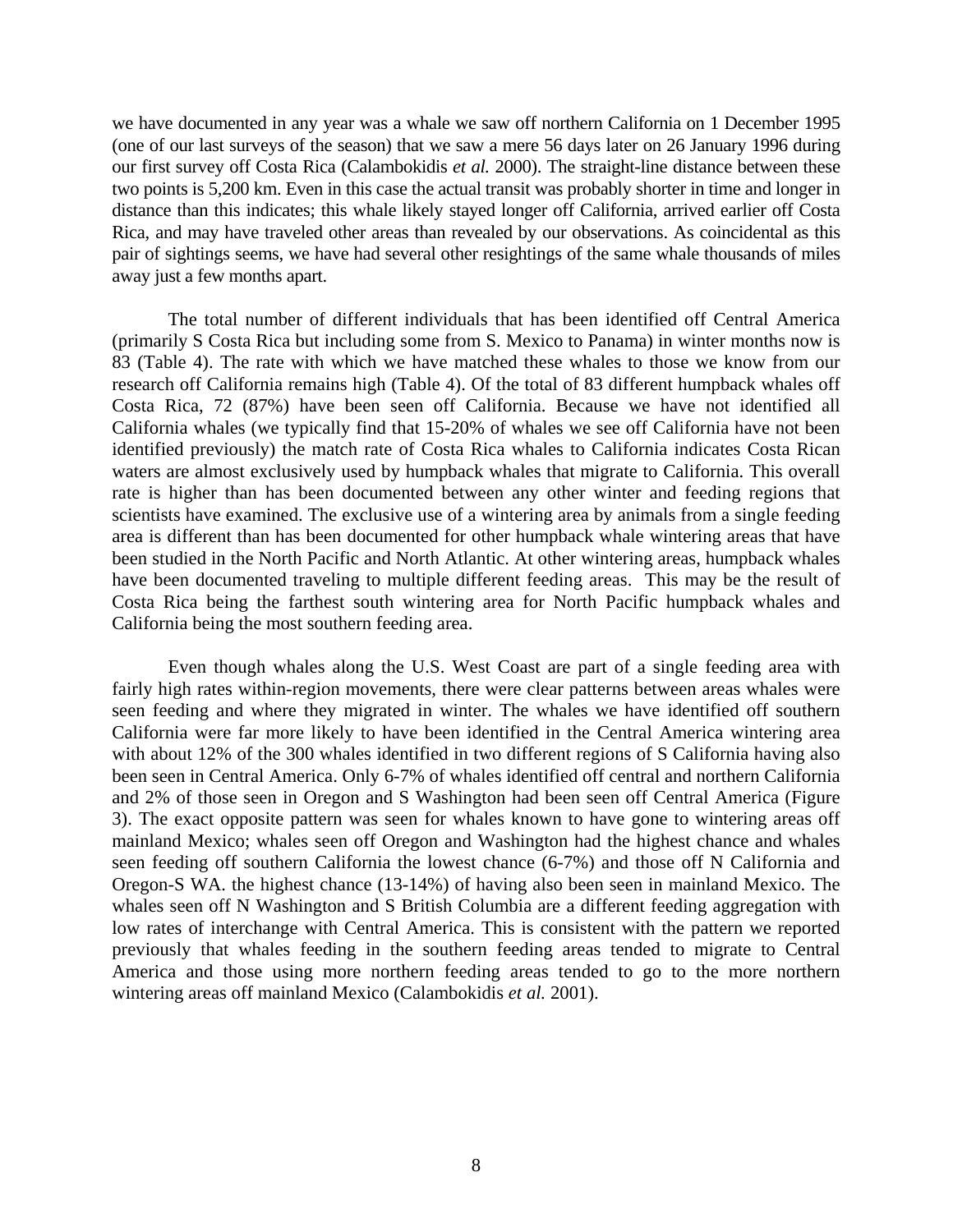we have documented in any year was a whale we saw off northern California on 1 December 1995 (one of our last surveys of the season) that we saw a mere 56 days later on 26 January 1996 during our first survey off Costa Rica (Calambokidis *et al.* 2000). The straight-line distance between these two points is 5,200 km. Even in this case the actual transit was probably shorter in time and longer in distance than this indicates; this whale likely stayed longer off California, arrived earlier off Costa Rica, and may have traveled other areas than revealed by our observations. As coincidental as this pair of sightings seems, we have had several other resightings of the same whale thousands of miles away just a few months apart.

The total number of different individuals that has been identified off Central America (primarily S Costa Rica but including some from S. Mexico to Panama) in winter months now is 83 (Table 4). The rate with which we have matched these whales to those we know from our research off California remains high (Table 4). Of the total of 83 different humpback whales off Costa Rica, 72 (87%) have been seen off California. Because we have not identified all California whales (we typically find that 15-20% of whales we see off California have not been identified previously) the match rate of Costa Rica whales to California indicates Costa Rican waters are almost exclusively used by humpback whales that migrate to California. This overall rate is higher than has been documented between any other winter and feeding regions that scientists have examined. The exclusive use of a wintering area by animals from a single feeding area is different than has been documented for other humpback whale wintering areas that have been studied in the North Pacific and North Atlantic. At other wintering areas, humpback whales have been documented traveling to multiple different feeding areas. This may be the result of Costa Rica being the farthest south wintering area for North Pacific humpback whales and California being the most southern feeding area.

Even though whales along the U.S. West Coast are part of a single feeding area with fairly high rates within-region movements, there were clear patterns between areas whales were seen feeding and where they migrated in winter. The whales we have identified off southern California were far more likely to have been identified in the Central America wintering area with about 12% of the 300 whales identified in two different regions of S California having also been seen in Central America. Only 6-7% of whales identified off central and northern California and 2% of those seen in Oregon and S Washington had been seen off Central America (Figure 3). The exact opposite pattern was seen for whales known to have gone to wintering areas off mainland Mexico; whales seen off Oregon and Washington had the highest chance and whales seen feeding off southern California the lowest chance (6-7%) and those off N California and Oregon-S WA. the highest chance (13-14%) of having also been seen in mainland Mexico. The whales seen off N Washington and S British Columbia are a different feeding aggregation with low rates of interchange with Central America. This is consistent with the pattern we reported previously that whales feeding in the southern feeding areas tended to migrate to Central America and those using more northern feeding areas tended to go to the more northern wintering areas off mainland Mexico (Calambokidis *et al.* 2001).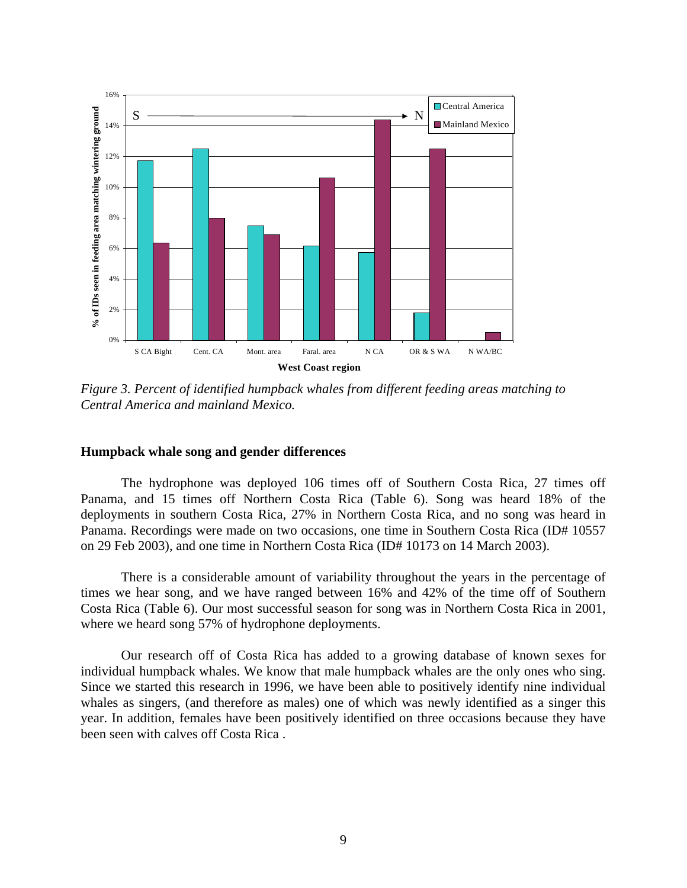*Figure 3. Percent of identified humpback whales from different feeding areas matching to Central America and mainland Mexico.*

### Humpback whale song and gender differences

The hydrophone was deployed 106 times off of Southern Costa Rica, 27 times off Panama, and 15 times off Northern Costa Rica (Table 6). Song was heard 18% of the deployments in southern Costa Rica, 27% in Northern Costa Rica, and no song was heard in Panama. Recordings were made on two occasions, one time in Southern Costa Rica (ID# 10557 on 29 Feb 2003), and one time in Northern Costa Rica (ID# 10173 on 14 March 2003).

There is a considerable amount of variability throughout the years in the percentage of times we hear song, and we have ranged between 16% and 42% of the time off of Southern Costa Rica (Table 6). Our most successful season for song was in Northern Costa Rica in 2001, where we heard song 57% of hydrophone deployments.

Our research off of Costa Rica has added to a growing database of known sexes for individual humpback whales. We know that male humpback whales are the only ones who sing. Since we started this research in 1996, we have been able to positively identify nine individual whales as singers, (and therefore as males) one of which was newly identified as a singer this year. In addition, females have been positively identified on three occasions because they have been seen with calves off Costa Rica .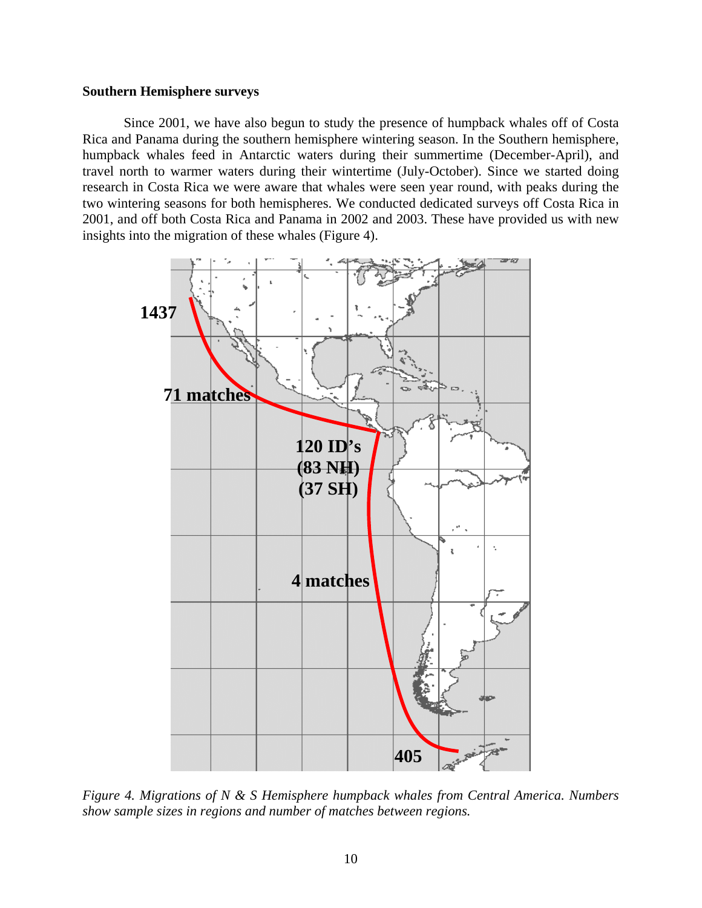### Southern Hemisphere surveys

Since 2001, we have also begun to study the presence of humpback whales off of Costa Rica and Panama during the southern hemisphere wintering season. In the Southern hemisphere, humpback whales feed in Antarctic waters during their summertime (December-April), and travel north to warmer waters during their wintertime (July-October). Since we started doing research in Costa Rica we were aware that whales were seen year round, with peaks during the two wintering seasons for both hemispheres. We conducted dedicated surveys off Costa Rica in 2001, and off both Costa Rica and Panama in 2002 and 2003. These have provided us with new insights into the migration of these whales (Figure 4).

*Figure 4. Migrations of N & S Hemisphere humpback whales from Central America. Numbers show sample sizes in regions and number of matches between regions.*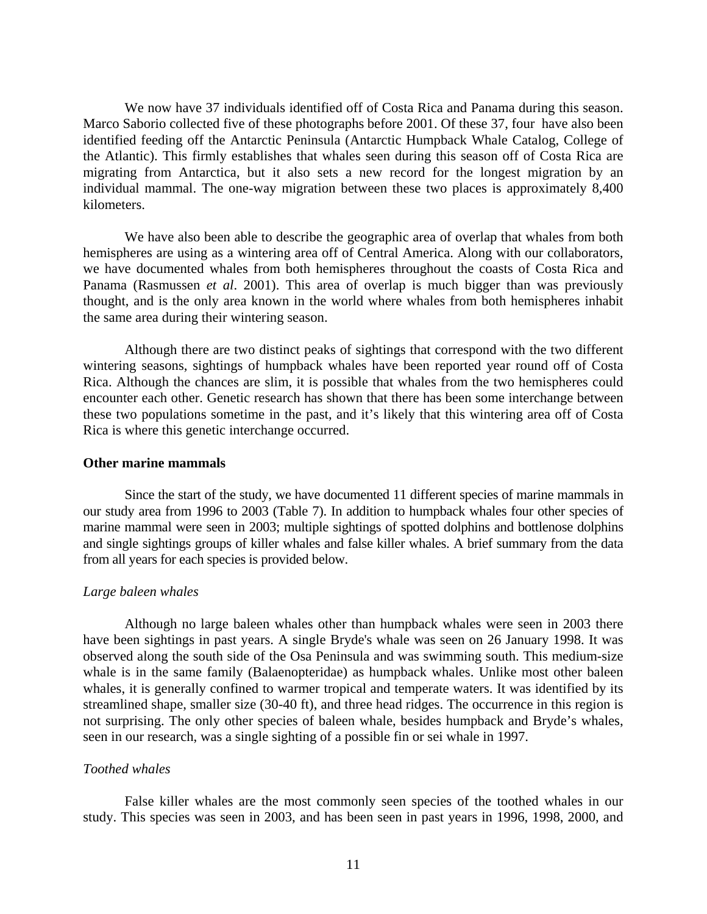We now have 37 individuals identified off of Costa Rica and Panama during this season. Marco Saborio collected five of these photographs before 2001. Of these 37, four have also been identified feeding off the Antarctic Peninsula (Antarctic Humpback Whale Catalog, College of the Atlantic). This firmly establishes that whales seen during this season off of Costa Rica are migrating from Antarctica, but it also sets a new record for the longest migration by an individual mammal. The one-way migration between these two places is approximately 8,400 kilometers.

We have also been able to describe the geographic area of overlap that whales from both hemispheres are using as a wintering area off of Central America. Along with our collaborators, we have documented whales from both hemispheres throughout the coasts of Costa Rica and Panama (Rasmussen *et al*. 2001). This area of overlap is much bigger than was previously thought, and is the only area known in the world where whales from both hemispheres inhabit the same area during their wintering season.

Although there are two distinct peaks of sightings that correspond with the two different wintering seasons, sightings of humpback whales have been reported year round off of Costa Rica. Although the chances are slim, it is possible that whales from the two hemispheres could encounter each other. Genetic research has shown that there has been some interchange between these two populations sometime in the past, and it's likely that this wintering area off of Costa Rica is where this genetic interchange occurred.

**Other marine mammals**

Since the start of the study, we have documented 11 different species of marine mammals in our study area from 1996 to 2003 (Table 7). In addition to humpback whales four other species of marine mammal were seen in 2003; multiple sightings of spotted dolphins and bottlenose dolphins and single sightings groups of killer whales and false killer whales. A brief summary from the data from all years for each species is provided below.

*Large baleen whales*

Although no large baleen whales other than humpback whales were seen in 2003 there have been sightings in past years. A single Bryde's whale was seen on 26 January 1998. It was observed along the south side of the Osa Peninsula and was swimming south. This medium-size whale is in the same family (Balaenopteridae) as humpback whales. Unlike most other baleen whales, it is generally confined to warmer tropical and temperate waters. It was identified by its streamlined shape, smaller size (30-40 ft), and three head ridges. The occurrence in this region is not surprising. The only other species of baleen whale, besides humpback and Bryde's whales, seen in our research, was a single sighting of a possible fin or sei whale in 1997.

*Toothed whales*

False killer whales are the most commonly seen species of the toothed whales in our study. This species was seen in 2003, and has been seen in past years in 1996, 1998, 2000, and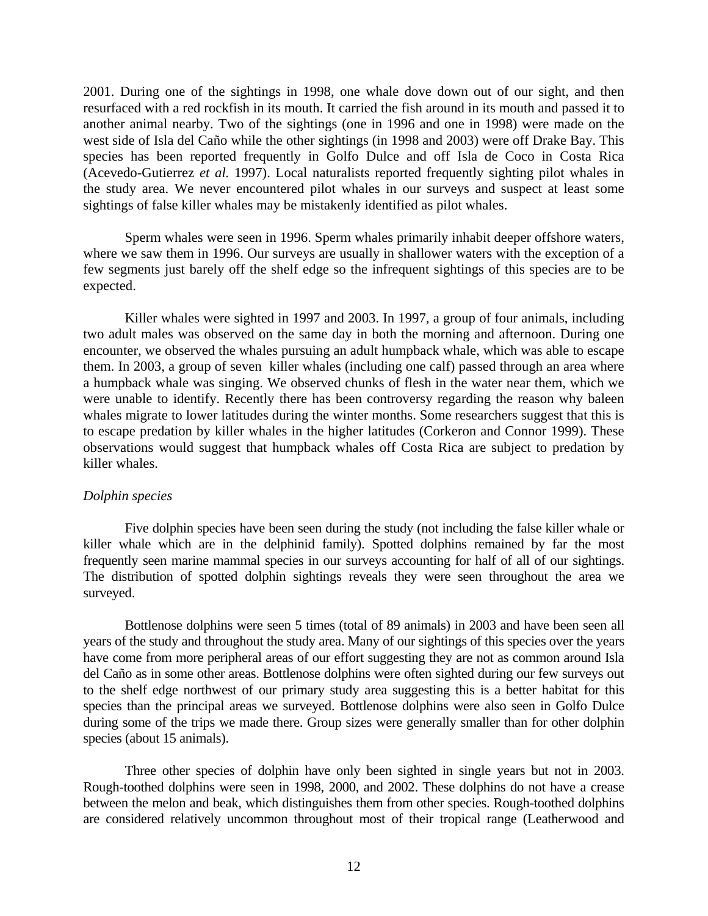2001. During one of the sightings in 1998, one whale dove down out of our sight, and then resurfaced with a red rockfish in its mouth. It carried the fish around in its mouth and passed it to another animal nearby. Two of the sightings (one in 1996 and one in 1998) were made on the west side of Isla del Caño while the other sightings (in 1998 and 2003) were off Drake Bay. This species has been reported frequently in Golfo Dulce and off Isla de Coco in Costa Rica (Acevedo-Gutierrez *et al.* 1997). Local naturalists reported frequently sighting pilot whales in the study area. We never encountered pilot whales in our surveys and suspect at least some sightings of false killer whales may be mistakenly identified as pilot whales.

Sperm whales were seen in 1996. Sperm whales primarily inhabit deeper offshore waters, where we saw them in 1996. Our surveys are usually in shallower waters with the exception of a few segments just barely off the shelf edge so the infrequent sightings of this species are to be expected.

Killer whales were sighted in 1997 and 2003. In 1997, a group of four animals, including two adult males was observed on the same day in both the morning and afternoon. During one encounter, we observed the whales pursuing an adult humpback whale, which was able to escape them. In 2003, a group of seven killer whales (including one calf) passed through an area where a humpback whale was singing. We observed chunks of flesh in the water near them, which we were unable to identify. Recently there has been controversy regarding the reason why baleen whales migrate to lower latitudes during the winter months. Some researchers suggest that this is to escape predation by killer whales in the higher latitudes (Corkeron and Connor 1999). These observations would suggest that humpback whales off Costa Rica are subject to predation by killer whales.

*Dolphin species*

Five dolphin species have been seen during the study (not including the false killer whale or killer whale which are in the delphinid family). Spotted dolphins remained by far the most frequently seen marine mammal species in our surveys accounting for half of all of our sightings. The distribution of spotted dolphin sightings reveals they were seen throughout the area we surveyed.

Bottlenose dolphins were seen 5 times (total of 89 animals) in 2003 and have been seen all years of the study and throughout the study area. Many of our sightings of this species over the years have come from more peripheral areas of our effort suggesting they are not as common around Isla del Caño as in some other areas. Bottlenose dolphins were often sighted during our few surveys out to the shelf edge northwest of our primary study area suggesting this is a better habitat for this species than the principal areas we surveyed. Bottlenose dolphins were also seen in Golfo Dulce during some of the trips we made there. Group sizes were generally smaller than for other dolphin species (about 15 animals).

Three other species of dolphin have only been sighted in single years but not in 2003. Rough-toothed dolphins were seen in 1998, 2000, and 2002. These dolphins do not have a crease between the melon and beak, which distinguishes them from other species. Rough-toothed dolphins are considered relatively uncommon throughout most of their tropical range (Leatherwood and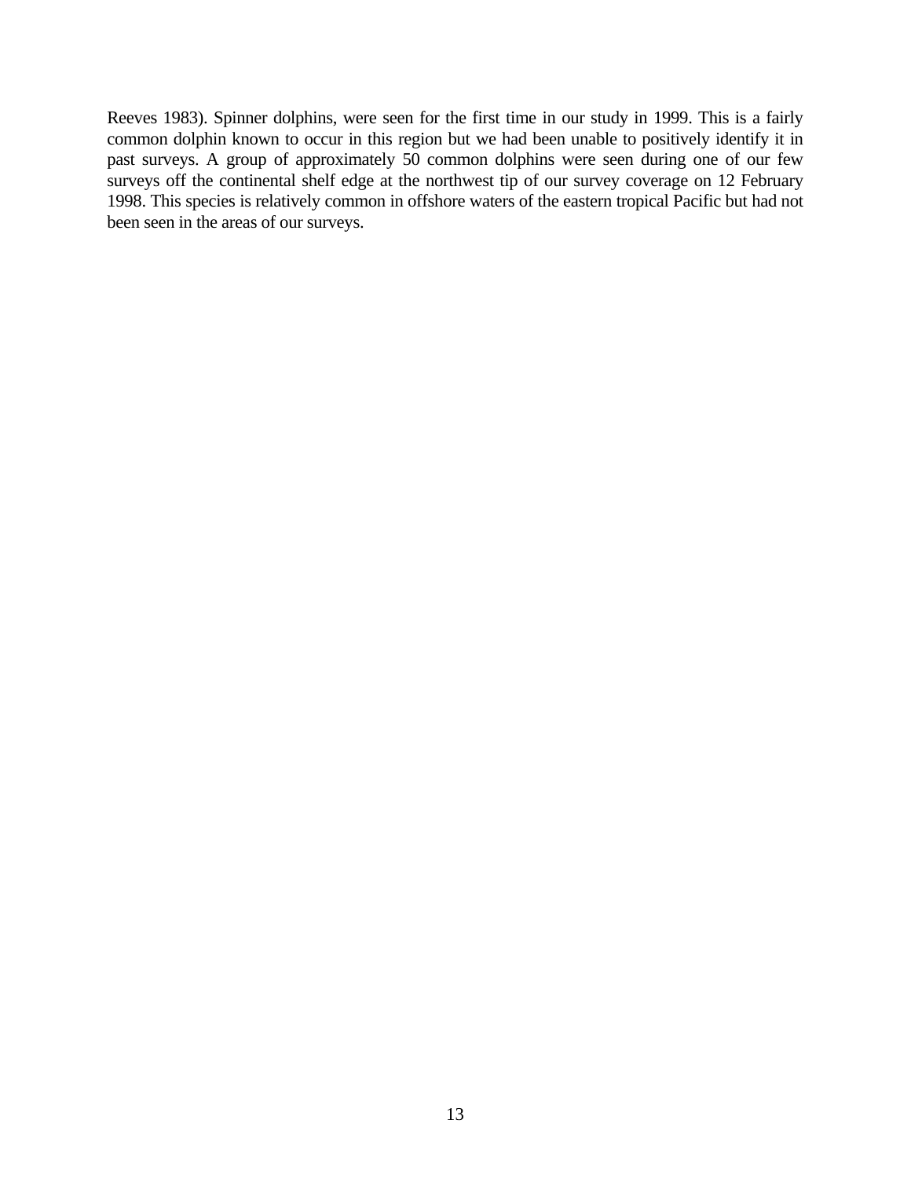Reeves 1983). Spinner dolphins, were seen for the first time in our study in 1999. This is a fairly common dolphin known to occur in this region but we had been unable to positively identify it in past surveys. A group of approximately 50 common dolphins were seen during one of our few surveys off the continental shelf edge at the northwest tip of our survey coverage on 12 February 1998. This species is relatively common in offshore waters of the eastern tropical Pacific but had not been seen in the areas of our surveys.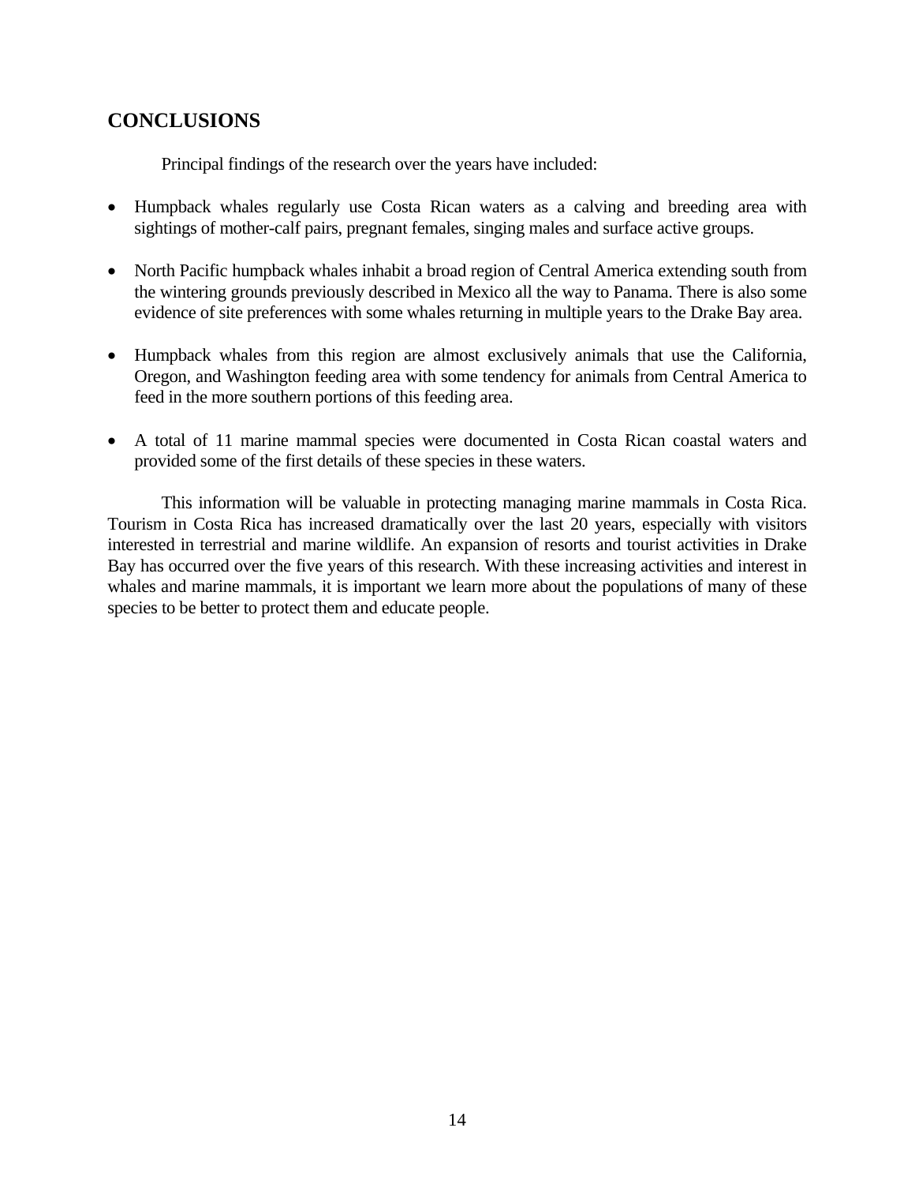## CONCLUSIONS

Principal findings of the research over the years have included:

- Humpback whales regularly use Costa Rican waters as a calving and breeding area with sightings of mother-calf pairs, pregnant females, singing males and surface active groups.
- North Pacific humpback whales inhabit a broad region of Central America extending south from the wintering grounds previously described in Mexico all the way to Panama. There is also some evidence of site preferences with some whales returning in multiple years to the Drake Bay area.
- Humpback whales from this region are almost exclusively animals that use the California, Oregon, and Washington feeding area with some tendency for animals from Central America to feed in the more southern portions of this feeding area.
- A total of 11 marine mammal species were documented in Costa Rican coastal waters and provided some of the first details of these species in these waters.

This information will be valuable in protecting managing marine mammals in Costa Rica. Tourism in Costa Rica has increased dramatically over the last 20 years, especially with visitors interested in terrestrial and marine wildlife. An expansion of resorts and tourist activities in Drake Bay has occurred over the five years of this research. With these increasing activities and interest in whales and marine mammals, it is important we learn more about the populations of many of these species to be better to protect them and educate people.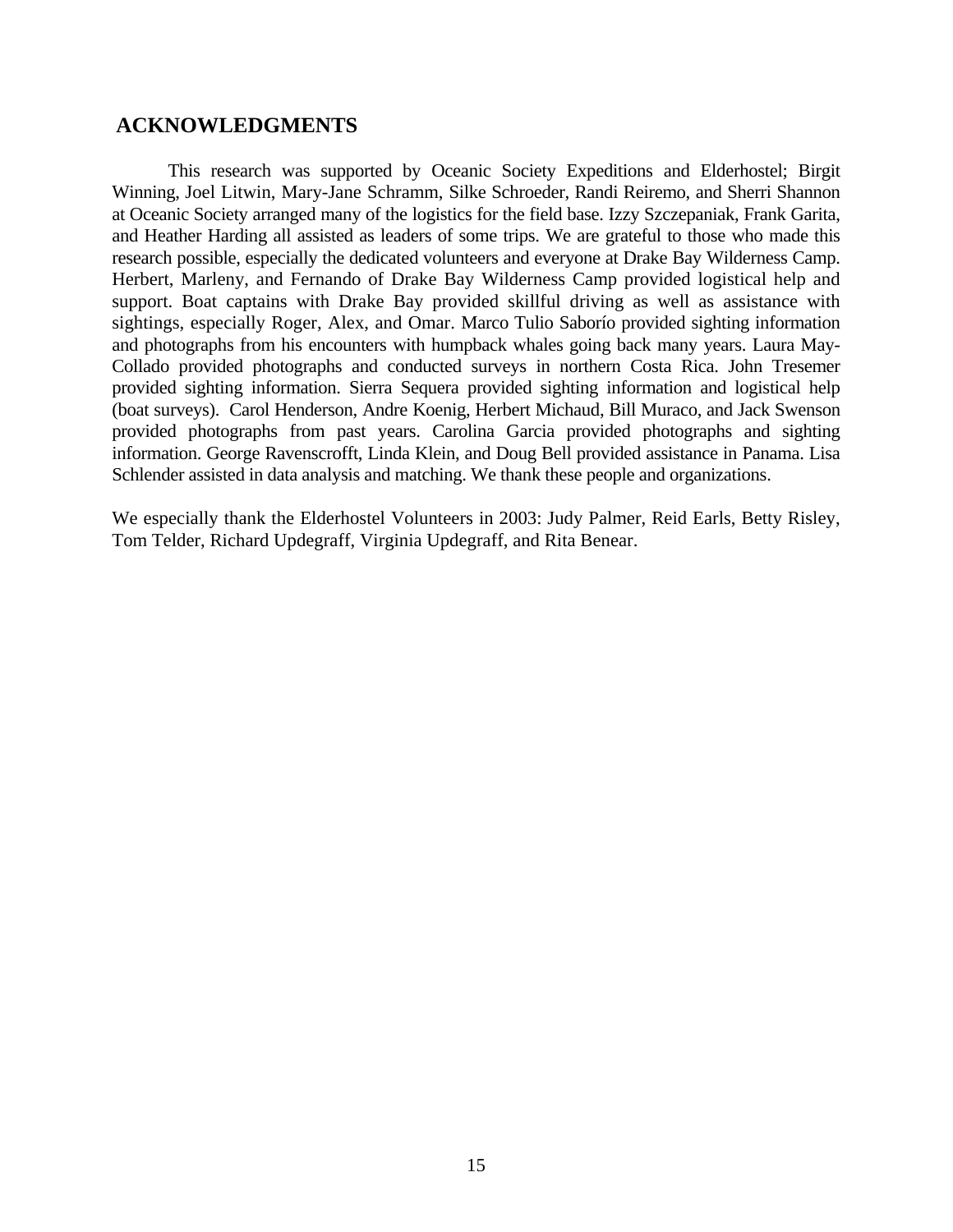## ACKNOWLEDGMENTS

This research was supported by Oceanic Society Expeditions and Elderhostel; Birgit Winning, Joel Litwin, Mary-Jane Schramm, Silke Schroeder, Randi Reiremo, and Sherri Shannon at Oceanic Society arranged many of the logistics for the field base. Izzy Szczepaniak, Frank Garita, and Heather Harding all assisted as leaders of some trips. We are grateful to those who made this research possible, especially the dedicated volunteers and everyone at Drake Bay Wilderness Camp. Herbert, Marleny, and Fernando of Drake Bay Wilderness Camp provided logistical help and support. Boat captains with Drake Bay provided skillful driving as well as assistance with sightings, especially Roger, Alex, and Omar. Marco Tulio Saborío provided sighting information and photographs from his encounters with humpback whales going back many years. Laura May-Collado provided photographs and conducted surveys in northern Costa Rica. John Tresemer provided sighting information. Sierra Sequera provided sighting information and logistical help (boat surveys). Carol Henderson, Andre Koenig, Herbert Michaud, Bill Muraco, and Jack Swenson provided photographs from past years. Carolina Garcia provided photographs and sighting information. George Ravenscrofft, Linda Klein, and Doug Bell provided assistance in Panama. Lisa Schlender assisted in data analysis and matching. We thank these people and organizations.

We especially thank the Elderhostel Volunteers in 2003: Judy Palmer, Reid Earls, Betty Risley, Tom Telder, Richard Updegraff, Virginia Updegraff, and Rita Benear.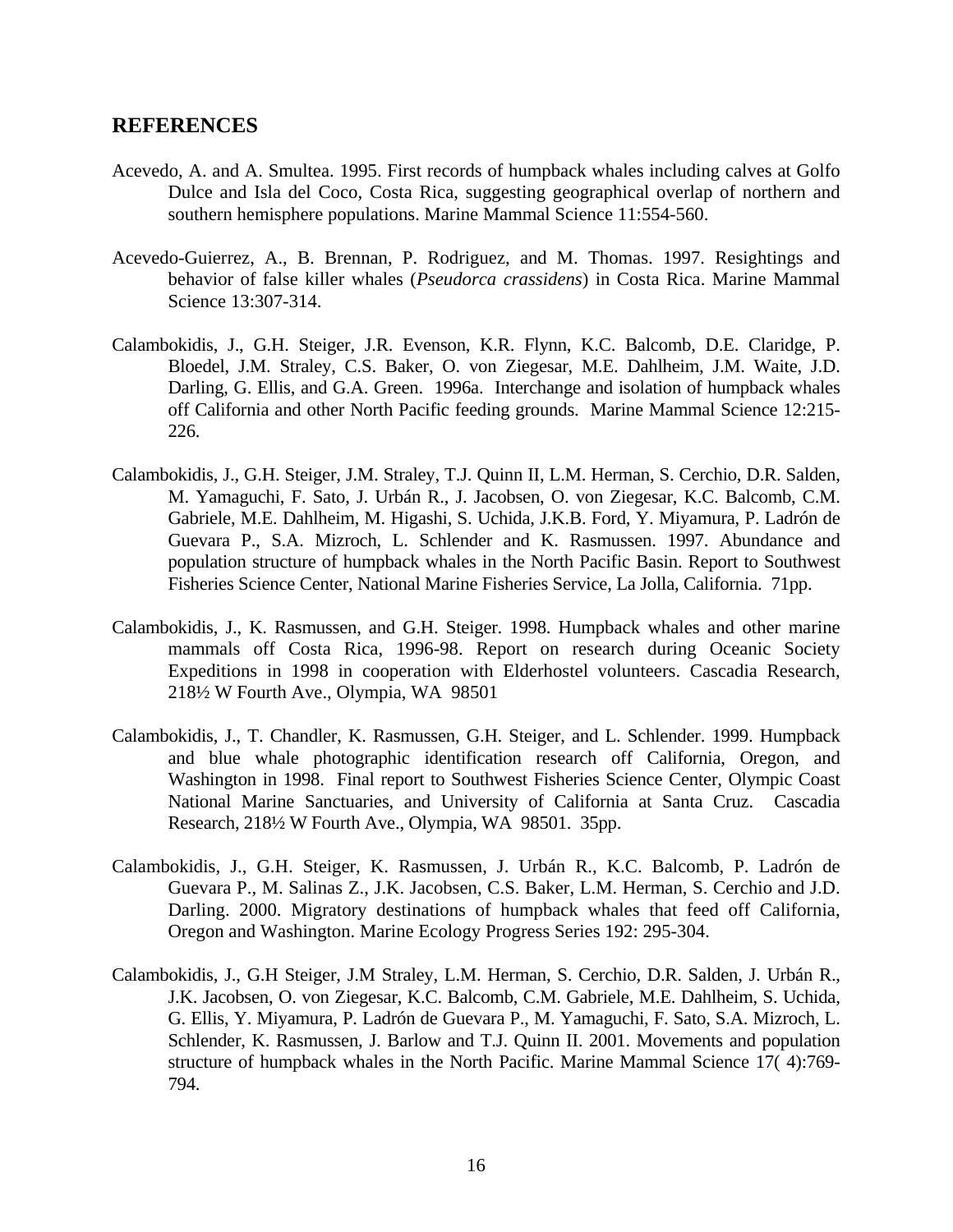## REFERENCES

Acevedo, A. and A. Smultea. 1995. First records of humpback whales including calves at Golfo Dulce and Isla del Coco, Costa Rica, suggesting geographical overlap of northern and southern hemisphere populations. Marine Mammal Science 11:554-560.

Acevedo-Guierrez, A., B. Brennan, P. Rodriguez, and M. Thomas. 1997. Resightings and behavior of false killer whales (*Pseudorca crassidens*) in Costa Rica. Marine Mammal Science 13:307-314.

Calambokidis, J., G.H. Steiger, J.R. Evenson, K.R. Flynn, K.C. Balcomb, D.E. Claridge, P. Bloedel, J.M. Straley, C.S. Baker, O. von Ziegesar, M.E. Dahlheim, J.M. Waite, J.D. Darling, G. Ellis, and G.A. Green. 1996a. Interchange and isolation of humpback whales off California and other North Pacific feeding grounds. Marine Mammal Science 12:215-226.

Calambokidis, J., G.H. Steiger, J.M. Straley, T.J. Quinn II, L.M. Herman, S. Cerchio, D.R. Salden, M. Yamaguchi, F. Sato, J. Urbán R., J. Jacobsen, O. von Ziegesar, K.C. Balcomb, C.M. Gabriele, M.E. Dahlheim, M. Higashi, S. Uchida, J.K.B. Ford, Y. Miyamura, P. Ladrón de Guevara P., S.A. Mizroch, L. Schlender and K. Rasmussen. 1997. Abundance and population structure of humpback whales in the North Pacific Basin. Report to Southwest Fisheries Science Center, National Marine Fisheries Service, La Jolla, California. 71pp.

Calambokidis, J., K. Rasmussen, and G.H. Steiger. 1998. Humpback whales and other marine mammals off Costa Rica, 1996-98. Report on research during Oceanic Society Expeditions in 1998 in cooperation with Elderhostel volunteers. Cascadia Research, 218½ W Fourth Ave., Olympia, WA 98501

Calambokidis, J., T. Chandler, K. Rasmussen, G.H. Steiger, and L. Schlender. 1999. Humpback and blue whale photographic identification research off California, Oregon, and Washington in 1998. Final report to Southwest Fisheries Science Center, Olympic Coast National Marine Sanctuaries, and University of California at Santa Cruz. Cascadia Research, 218½ W Fourth Ave., Olympia, WA 98501. 35pp.

Calambokidis, J., G.H. Steiger, K. Rasmussen, J. Urbán R., K.C. Balcomb, P. Ladrón de Guevara P., M. Salinas Z., J.K. Jacobsen, C.S. Baker, L.M. Herman, S. Cerchio and J.D. Darling. 2000. Migratory destinations of humpback whales that feed off California, Oregon and Washington. Marine Ecology Progress Series 192: 295-304.

Calambokidis, J., G.H Steiger, J.M Straley, L.M. Herman, S. Cerchio, D.R. Salden, J. Urbán R., J.K. Jacobsen, O. von Ziegesar, K.C. Balcomb, C.M. Gabriele, M.E. Dahlheim, S. Uchida, G. Ellis, Y. Miyamura, P. Ladrón de Guevara P., M. Yamaguchi, F. Sato, S.A. Mizroch, L. Schlender, K. Rasmussen, J. Barlow and T.J. Quinn II. 2001. Movements and population structure of humpback whales in the North Pacific. Marine Mammal Science 17( 4):769-794.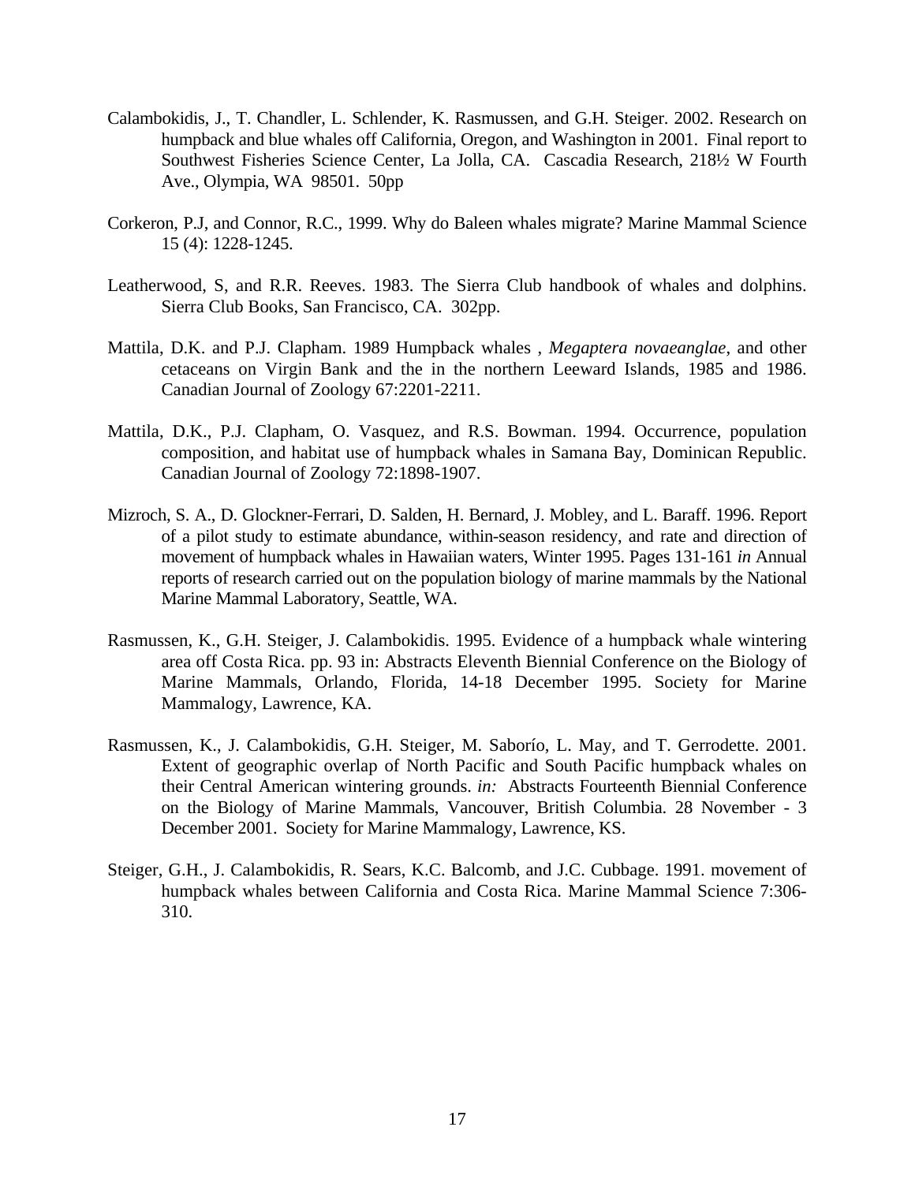Calambokidis, J., T. Chandler, L. Schlender, K. Rasmussen, and G.H. Steiger. 2002. Research on humpback and blue whales off California, Oregon, and Washington in 2001. Final report to Southwest Fisheries Science Center, La Jolla, CA. Cascadia Research, 218½ W Fourth Ave., Olympia, WA 98501. 50pp

Corkeron, P.J, and Connor, R.C., 1999. Why do Baleen whales migrate? Marine Mammal Science 15 (4): 1228-1245.

Leatherwood, S, and R.R. Reeves. 1983. The Sierra Club handbook of whales and dolphins. Sierra Club Books, San Francisco, CA. 302pp.

Mattila, D.K. and P.J. Clapham. 1989 Humpback whales , *Megaptera novaeanglae*, and other cetaceans on Virgin Bank and the in the northern Leeward Islands, 1985 and 1986. Canadian Journal of Zoology 67:2201-2211.

Mattila, D.K., P.J. Clapham, O. Vasquez, and R.S. Bowman. 1994. Occurrence, population composition, and habitat use of humpback whales in Samana Bay, Dominican Republic. Canadian Journal of Zoology 72:1898-1907.

Mizroch, S. A., D. Glockner-Ferrari, D. Salden, H. Bernard, J. Mobley, and L. Baraff. 1996. Report of a pilot study to estimate abundance, within-season residency, and rate and direction of movement of humpback whales in Hawaiian waters, Winter 1995. Pages 131-161 *in* Annual reports of research carried out on the population biology of marine mammals by the National Marine Mammal Laboratory, Seattle, WA.

Rasmussen, K., G.H. Steiger, J. Calambokidis. 1995. Evidence of a humpback whale wintering area off Costa Rica. pp. 93 in: Abstracts Eleventh Biennial Conference on the Biology of Marine Mammals, Orlando, Florida, 14-18 December 1995. Society for Marine Mammalogy, Lawrence, KA.

Rasmussen, K., J. Calambokidis, G.H. Steiger, M. Saborío, L. May, and T. Gerrodette. 2001. Extent of geographic overlap of North Pacific and South Pacific humpback whales on their Central American wintering grounds. *in:* Abstracts Fourteenth Biennial Conference on the Biology of Marine Mammals, Vancouver, British Columbia. 28 November - 3 December 2001. Society for Marine Mammalogy, Lawrence, KS.

Steiger, G.H., J. Calambokidis, R. Sears, K.C. Balcomb, and J.C. Cubbage. 1991. movement of humpback whales between California and Costa Rica. Marine Mammal Science 7:306-310.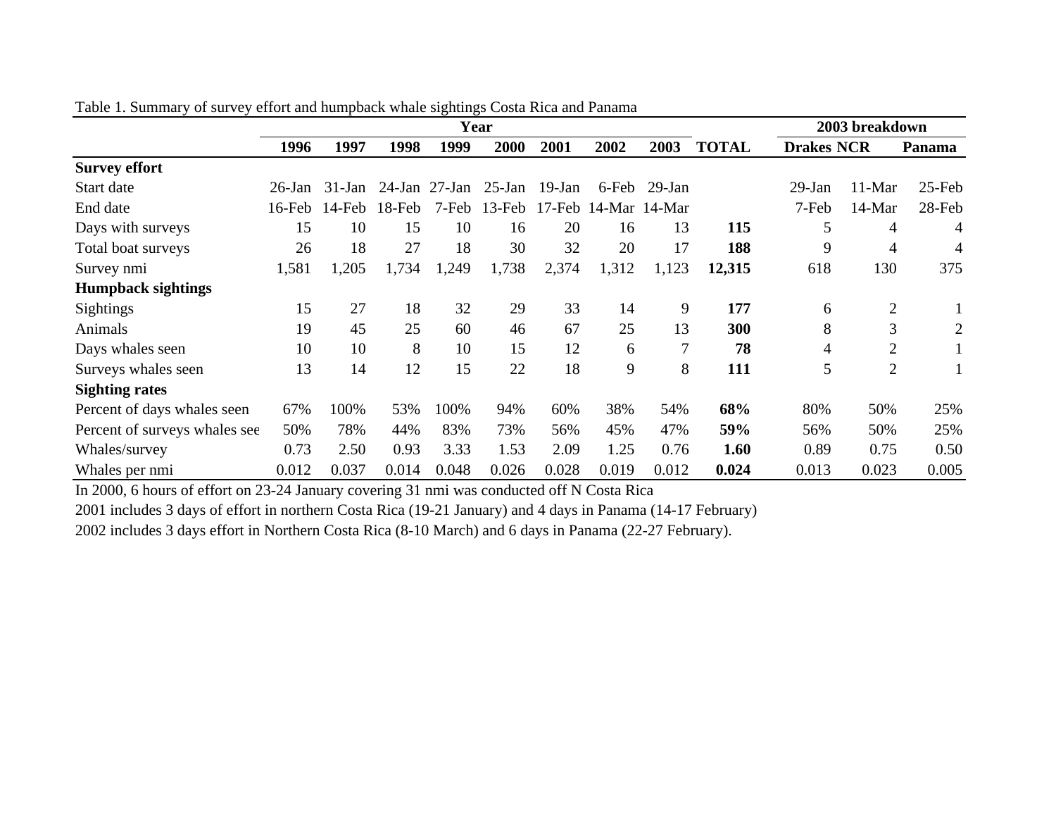Table 1. Summary of survey effort and humpback whale sightings Costa Rica and Panama

| | Year | | | | | | | | | 2003 breakdown | | |
|---|---|---|---|---|---|---|---|---|---|---|---|---|
| | **1996** | **1997** | **1998** | **1999** | **2000** | **2001** | **2002** | **2003** | **TOTAL** | **Drakes** | **NCR** | **Panama** |
| **Survey effort** | | | | | | | | | | | | |
| Start date | 26-Jan | 31-Jan | 24-Jan | 27-Jan | 25-Jan | 19-Jan | 6-Feb | 29-Jan | | 29-Jan | 11-Mar | 25-Feb |
| End date | 16-Feb | 14-Feb | 18-Feb | 7-Feb | 13-Feb | 17-Feb | 14-Mar | 14-Mar | | 7-Feb | 14-Mar | 28-Feb |
| Days with surveys | 15 | 10 | 15 | 10 | 16 | 20 | 16 | 13 | **115** | 5 | 4 | 4 |
| Total boat surveys | 26 | 18 | 27 | 18 | 30 | 32 | 20 | 17 | **188** | 9 | 4 | 4 |
| Survey nmi | 1,581 | 1,205 | 1,734 | 1,249 | 1,738 | 2,374 | 1,312 | 1,123 | **12,315** | 618 | 130 | 375 |
| **Humpback sightings** | | | | | | | | | | | | |
| Sightings | 15 | 27 | 18 | 32 | 29 | 33 | 14 | 9 | **177** | 6 | 2 | 1 |
| Animals | 19 | 45 | 25 | 60 | 46 | 67 | 25 | 13 | **300** | 8 | 3 | 2 |
| Days whales seen | 10 | 10 | 8 | 10 | 15 | 12 | 6 | 7 | **78** | 4 | 2 | 1 |
| Surveys whales seen | 13 | 14 | 12 | 15 | 22 | 18 | 9 | 8 | **111** | 5 | 2 | 1 |
| **Sighting rates** | | | | | | | | | | | | |
| Percent of days whales seen | 67% | 100% | 53% | 100% | 94% | 60% | 38% | 54% | **68%** | 80% | 50% | 25% |
| Percent of surveys whales see | 50% | 78% | 44% | 83% | 73% | 56% | 45% | 47% | **59%** | 56% | 50% | 25% |
| Whales/survey | 0.73 | 2.50 | 0.93 | 3.33 | 1.53 | 2.09 | 1.25 | 0.76 | **1.60** | 0.89 | 0.75 | 0.50 |
| Whales per nmi | 0.012 | 0.037 | 0.014 | 0.048 | 0.026 | 0.028 | 0.019 | 0.012 | **0.024** | 0.013 | 0.023 | 0.005 |

In 2000, 6 hours of effort on 23-24 January covering 31 nmi was conducted off N Costa Rica

2001 includes 3 days of effort in northern Costa Rica (19-21 January) and 4 days in Panama (14-17 February)

2002 includes 3 days effort in Northern Costa Rica (8-10 March) and 6 days in Panama (22-27 February).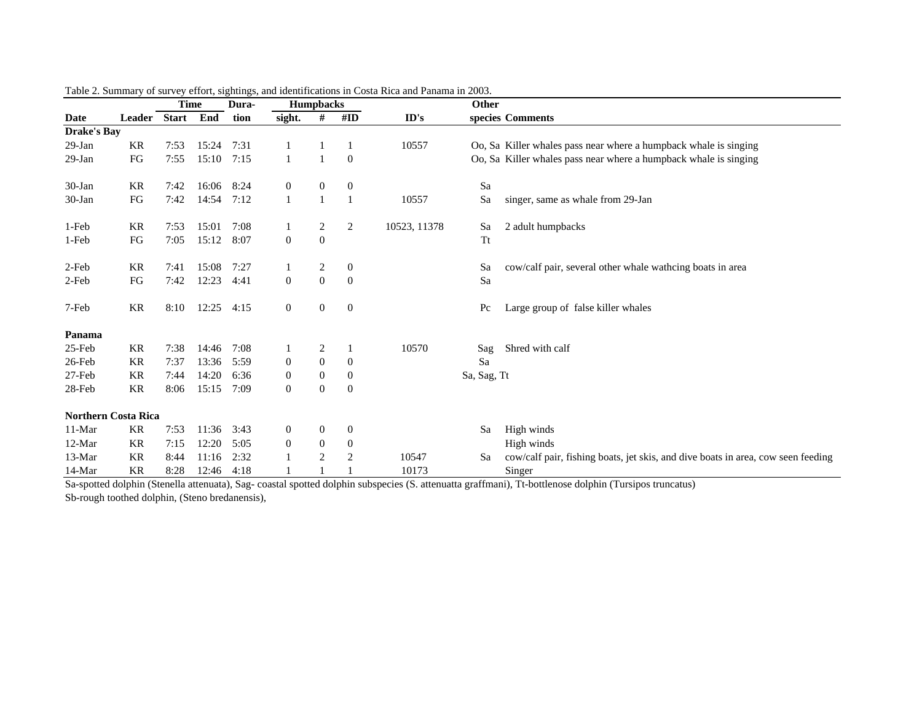Table 2. Summary of survey effort, sightings, and identifications in Costa Rica and Panama in 2003.

| | | Time | | Dura- | Humpbacks | | | | Other | |
|---|---|---|---|---|---|---|---|---|---|---|
| **Date** | **Leader** | **Start** | **End** | **tion** | **sight.** | **#** | **#ID** | **ID's** | **species** | **Comments** |
| **Drake's Bay** | | | | | | | | | | |
| 29-Jan | KR | 7:53 | 15:24 | 7:31 | 1 | 1 | 1 | 10557 | Oo, Sa | Killer whales pass near where a humpback whale is singing |
| 29-Jan | FG | 7:55 | 15:10 | 7:15 | 1 | 1 | 0 | | Oo, Sa | Killer whales pass near where a humpback whale is singing |
| 30-Jan | KR | 7:42 | 16:06 | 8:24 | 0 | 0 | 0 | | Sa | |
| 30-Jan | FG | 7:42 | 14:54 | 7:12 | 1 | 1 | 1 | 10557 | Sa | singer, same as whale from 29-Jan |
| 1-Feb | KR | 7:53 | 15:01 | 7:08 | 1 | 2 | 2 | 10523, 11378 | Sa | 2 adult humpbacks |
| 1-Feb | FG | 7:05 | 15:12 | 8:07 | 0 | 0 | | | Tt | |
| 2-Feb | KR | 7:41 | 15:08 | 7:27 | 1 | 2 | 0 | | Sa | cow/calf pair, several other whale wathcing boats in area |
| 2-Feb | FG | 7:42 | 12:23 | 4:41 | 0 | 0 | 0 | | Sa | |
| 7-Feb | KR | 8:10 | 12:25 | 4:15 | 0 | 0 | 0 | | Pc | Large group of false killer whales |
| **Panama** | | | | | | | | | | |
| 25-Feb | KR | 7:38 | 14:46 | 7:08 | 1 | 2 | 1 | 10570 | Sag | Shred with calf |
| 26-Feb | KR | 7:37 | 13:36 | 5:59 | 0 | 0 | 0 | | Sa | |
| 27-Feb | KR | 7:44 | 14:20 | 6:36 | 0 | 0 | 0 | | Sa, Sag, Tt | |
| 28-Feb | KR | 8:06 | 15:15 | 7:09 | 0 | 0 | 0 | | | |
| **Northern Costa Rica** | | | | | | | | | | |
| 11-Mar | KR | 7:53 | 11:36 | 3:43 | 0 | 0 | 0 | | Sa | High winds |
| 12-Mar | KR | 7:15 | 12:20 | 5:05 | 0 | 0 | 0 | | | High winds |
| 13-Mar | KR | 8:44 | 11:16 | 2:32 | 1 | 2 | 2 | 10547 | Sa | cow/calf pair, fishing boats, jet skis, and dive boats in area, cow seen feeding |
| 14-Mar | KR | 8:28 | 12:46 | 4:18 | 1 | 1 | 1 | 10173 | | Singer |

Sa-spotted dolphin (Stenella attenuata), Sag- coastal spotted dolphin subspecies (S. attenuatta graffmani), Tt-bottlenose dolphin (Tursipos truncatus)

Sb-rough toothed dolphin, (Steno bredanensis),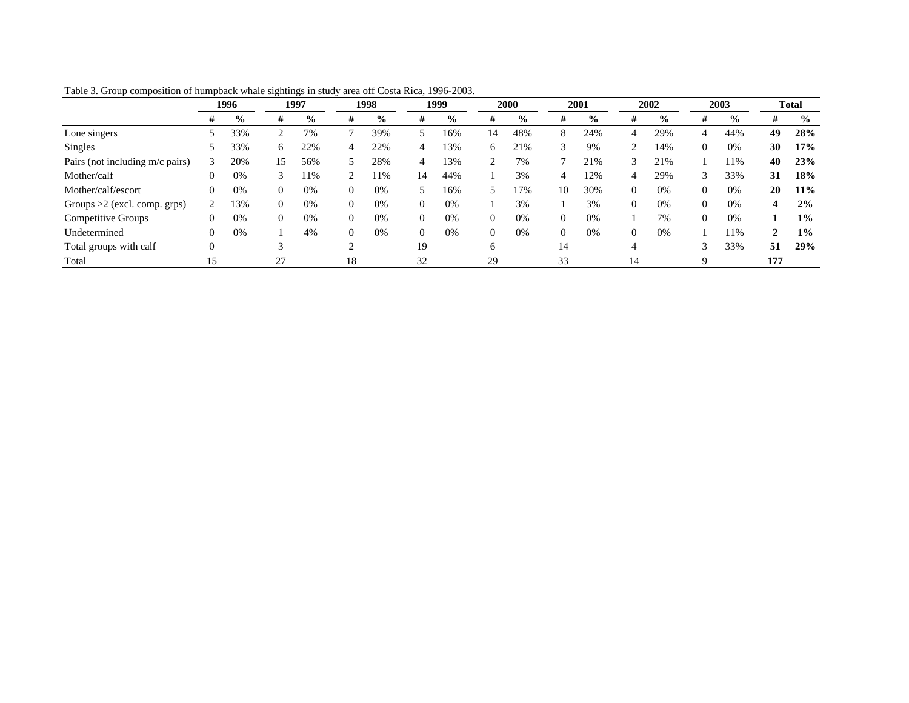Table 3. Group composition of humpback whale sightings in study area off Costa Rica, 1996-2003.

| | 1996 | | 1997 | | 1998 | | 1999 | | 2000 | | 2001 | | 2002 | | 2003 | | Total | |
|---|---|---|---|---|---|---|---|---|---|---|---|---|---|---|---|---|---|---|
| | # | % | # | % | # | % | # | % | # | % | # | % | # | % | # | % | # | % |
| Lone singers | 5 | 33% | 2 | 7% | 7 | 39% | 5 | 16% | 14 | 48% | 8 | 24% | 4 | 29% | 4 | 44% | **49** | **28%** |
| Singles | 5 | 33% | 6 | 22% | 4 | 22% | 4 | 13% | 6 | 21% | 3 | 9% | 2 | 14% | 0 | 0% | **30** | **17%** |
| Pairs (not including m/c pairs) | 3 | 20% | 15 | 56% | 5 | 28% | 4 | 13% | 2 | 7% | 7 | 21% | 3 | 21% | 1 | 11% | **40** | **23%** |
| Mother/calf | 0 | 0% | 3 | 11% | 2 | 11% | 14 | 44% | 1 | 3% | 4 | 12% | 4 | 29% | 3 | 33% | **31** | **18%** |
| Mother/calf/escort | 0 | 0% | 0 | 0% | 0 | 0% | 5 | 16% | 5 | 17% | 10 | 30% | 0 | 0% | 0 | 0% | **20** | **11%** |
| Groups >2 (excl. comp. grps) | 2 | 13% | 0 | 0% | 0 | 0% | 0 | 0% | 1 | 3% | 1 | 3% | 0 | 0% | 0 | 0% | **4** | **2%** |
| Competitive Groups | 0 | 0% | 0 | 0% | 0 | 0% | 0 | 0% | 0 | 0% | 0 | 0% | 1 | 7% | 0 | 0% | **1** | **1%** |
| Undetermined | 0 | 0% | 1 | 4% | 0 | 0% | 0 | 0% | 0 | 0% | 0 | 0% | 0 | 0% | 1 | 11% | **2** | **1%** |
| Total groups with calf | 0 | | 3 | | 2 | | 19 | | 6 | | 14 | | 4 | | 3 | 33% | **51** | **29%** |
| Total | 15 | | 27 | | 18 | | 32 | | 29 | | 33 | | 14 | | 9 | | **177** | |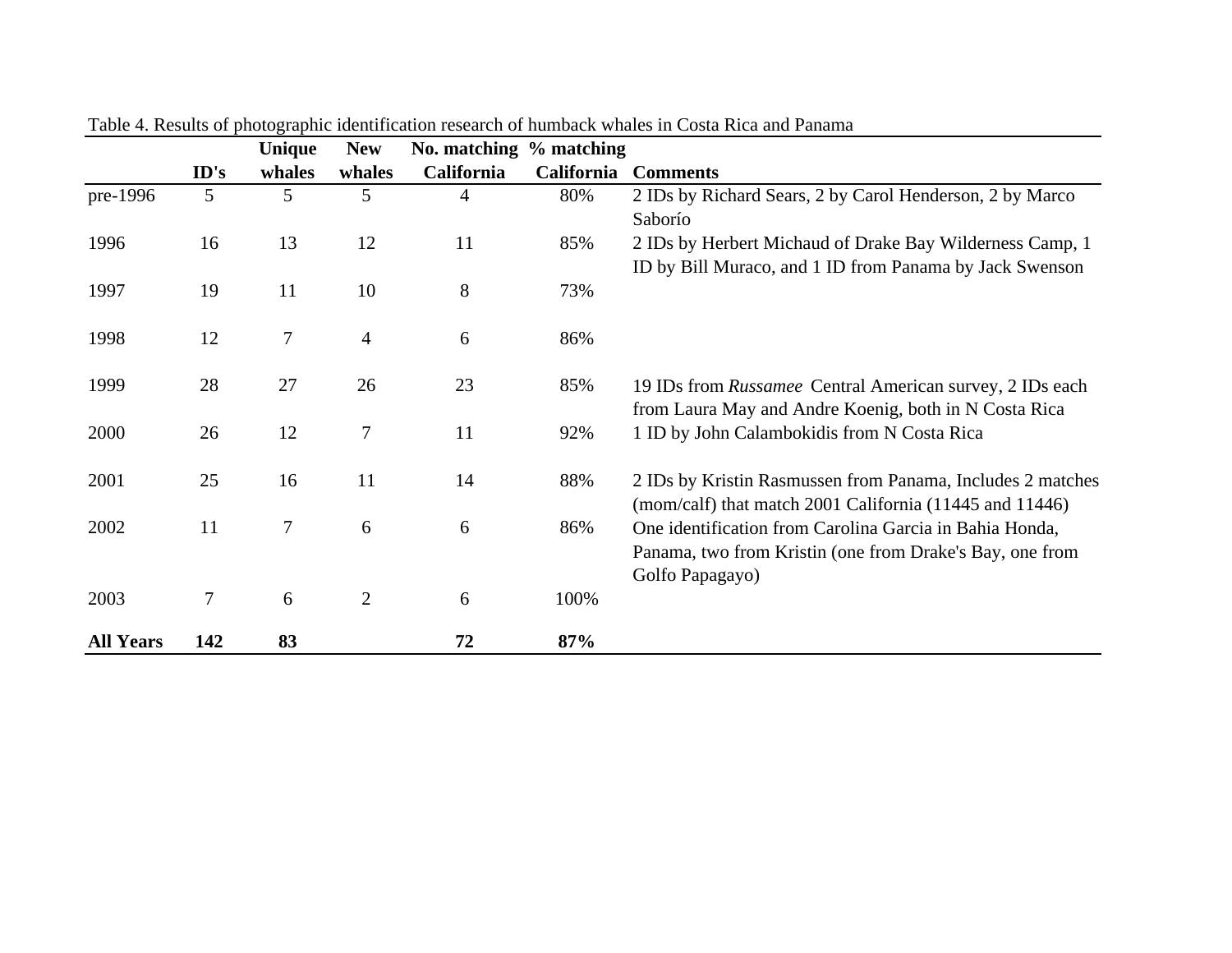Table 4. Results of photographic identification research of humback whales in Costa Rica and Panama

| | ID's | Unique whales | New whales | No. matching California | % matching California | Comments |
|---|---|---|---|---|---|---|
| pre-1996 | 5 | 5 | 5 | 4 | 80% | 2 IDs by Richard Sears, 2 by Carol Henderson, 2 by Marco Saborío |
| 1996 | 16 | 13 | 12 | 11 | 85% | 2 IDs by Herbert Michaud of Drake Bay Wilderness Camp, 1 ID by Bill Muraco, and 1 ID from Panama by Jack Swenson |
| 1997 | 19 | 11 | 10 | 8 | 73% | |
| 1998 | 12 | 7 | 4 | 6 | 86% | |
| 1999 | 28 | 27 | 26 | 23 | 85% | 19 IDs from *Russamee* Central American survey, 2 IDs each from Laura May and Andre Koenig, both in N Costa Rica |
| 2000 | 26 | 12 | 7 | 11 | 92% | 1 ID by John Calambokidis from N Costa Rica |
| 2001 | 25 | 16 | 11 | 14 | 88% | 2 IDs by Kristin Rasmussen from Panama, Includes 2 matches (mom/calf) that match 2001 California (11445 and 11446) |
| 2002 | 11 | 7 | 6 | 6 | 86% | One identification from Carolina Garcia in Bahia Honda, Panama, two from Kristin (one from Drake's Bay, one from Golfo Papagayo) |
| 2003 | 7 | 6 | 2 | 6 | 100% | |
| **All Years** | **142** | **83** | | **72** | **87%** | |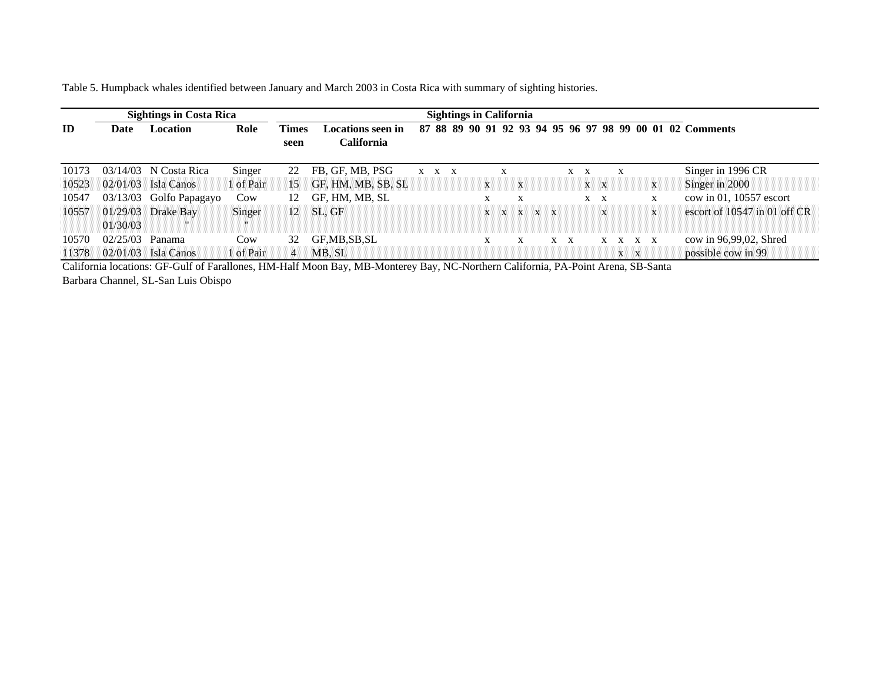Table 5. Humpback whales identified between January and March 2003 in Costa Rica with summary of sighting histories.

| | Sightings in Costa Rica | | | Sightings in California | | | | | | | | | | | | | | | | | | |
|---|---|---|---|---|---|---|---|---|---|---|---|---|---|---|---|---|---|---|---|---|---|---|
| **ID** | **Date** | **Location** | **Role** | **Times seen** | **Locations seen in California** | **87** | **88** | **89** | **90** | **91** | **92** | **93** | **94** | **95** | **96** | **97** | **98** | **99** | **00** | **01** | **02** | **Comments** |
| 10173 | 03/14/03 | N Costa Rica | Singer | 22 | FB, GF, MB, PSG | x | x | x | | | x | | | | x | x | | x | | | | Singer in 1996 CR |
| 10523 | 02/01/03 | Isla Canos | 1 of Pair | 15 | GF, HM, MB, SB, SL | | | | | x | | x | | | | x | x | | | x | | Singer in 2000 |
| 10547 | 03/13/03 | Golfo Papagayo | Cow | 12 | GF, HM, MB, SL | | | | | x | | x | | | | x | x | | | x | | cow in 01, 10557 escort |
| 10557 | 01/29/03<br>01/30/03 | Drake Bay<br>" | Singer<br>" | 12 | SL, GF | | | | | x | x | x | x | x | | | x | | | x | | escort of 10547 in 01 off CR |
| 10570 | 02/25/03 | Panama | Cow | 32 | GF,MB,SB,SL | | | | | x | | x | | x | x | | x | x | x | x | | cow in 96,99,02, Shred |
| 11378 | 02/01/03 | Isla Canos | 1 of Pair | 4 | MB, SL | | | | | | | | | | | | | x | x | | | possible cow in 99 |

California locations: GF-Gulf of Farallones, HM-Half Moon Bay, MB-Monterey Bay, NC-Northern California, PA-Point Arena, SB-Santa Barbara Channel, SL-San Luis Obispo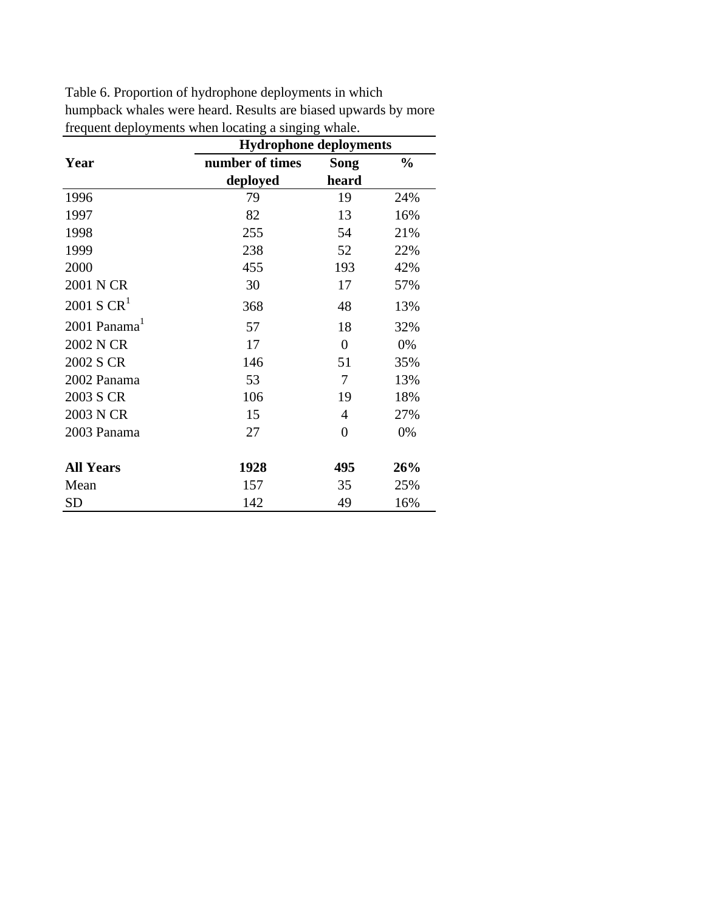Table 6. Proportion of hydrophone deployments in which humpback whales were heard. Results are biased upwards by more frequent deployments when locating a singing whale.

| Year | Hydrophone deployments | | |
|---|---|---|---|
| | **number of times deployed** | **Song heard** | **%** |
| 1996 | 79 | 19 | 24% |
| 1997 | 82 | 13 | 16% |
| 1998 | 255 | 54 | 21% |
| 1999 | 238 | 52 | 22% |
| 2000 | 455 | 193 | 42% |
| 2001 N CR | 30 | 17 | 57% |
| 2001 S CR[1] | 368 | 48 | 13% |
| 2001 Panama[1] | 57 | 18 | 32% |
| 2002 N CR | 17 | 0 | 0% |
| 2002 S CR | 146 | 51 | 35% |
| 2002 Panama | 53 | 7 | 13% |
| 2003 S CR | 106 | 19 | 18% |
| 2003 N CR | 15 | 4 | 27% |
| 2003 Panama | 27 | 0 | 0% |
| **All Years** | **1928** | **495** | **26%** |
| Mean | 157 | 35 | 25% |
| SD | 142 | 49 | 16% |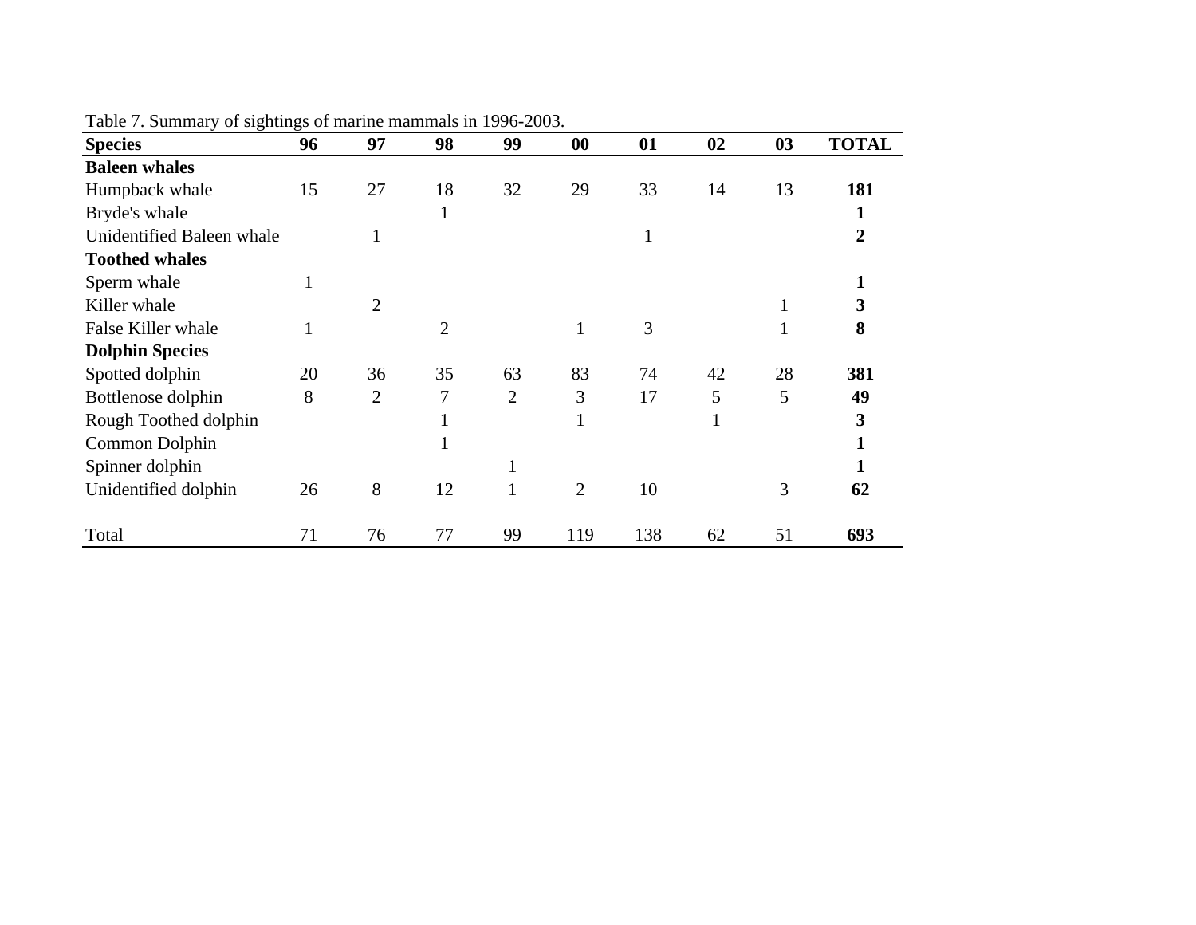Table 7. Summary of sightings of marine mammals in 1996-2003.

| Species | 96 | 97 | 98 | 99 | 00 | 01 | 02 | 03 | TOTAL |
|---|---|---|---|---|---|---|---|---|---|
| **Baleen whales** | | | | | | | | | |
| Humpback whale | 15 | 27 | 18 | 32 | 29 | 33 | 14 | 13 | **181** |
| Bryde's whale | | | 1 | | | | | | **1** |
| Unidentified Baleen whale | | 1 | | | | 1 | | | **2** |
| **Toothed whales** | | | | | | | | | |
| Sperm whale | 1 | | | | | | | | **1** |
| Killer whale | | 2 | | | | | | 1 | **3** |
| False Killer whale | 1 | | 2 | | 1 | 3 | | 1 | **8** |
| **Dolphin Species** | | | | | | | | | |
| Spotted dolphin | 20 | 36 | 35 | 63 | 83 | 74 | 42 | 28 | **381** |
| Bottlenose dolphin | 8 | 2 | 7 | 2 | 3 | 17 | 5 | 5 | **49** |
| Rough Toothed dolphin | | | 1 | | 1 | | 1 | | **3** |
| Common Dolphin | | | 1 | | | | | | **1** |
| Spinner dolphin | | | | 1 | | | | | **1** |
| Unidentified dolphin | 26 | 8 | 12 | 1 | 2 | 10 | | 3 | **62** |
| Total | 71 | 76 | 77 | 99 | 119 | 138 | 62 | 51 | **693** |